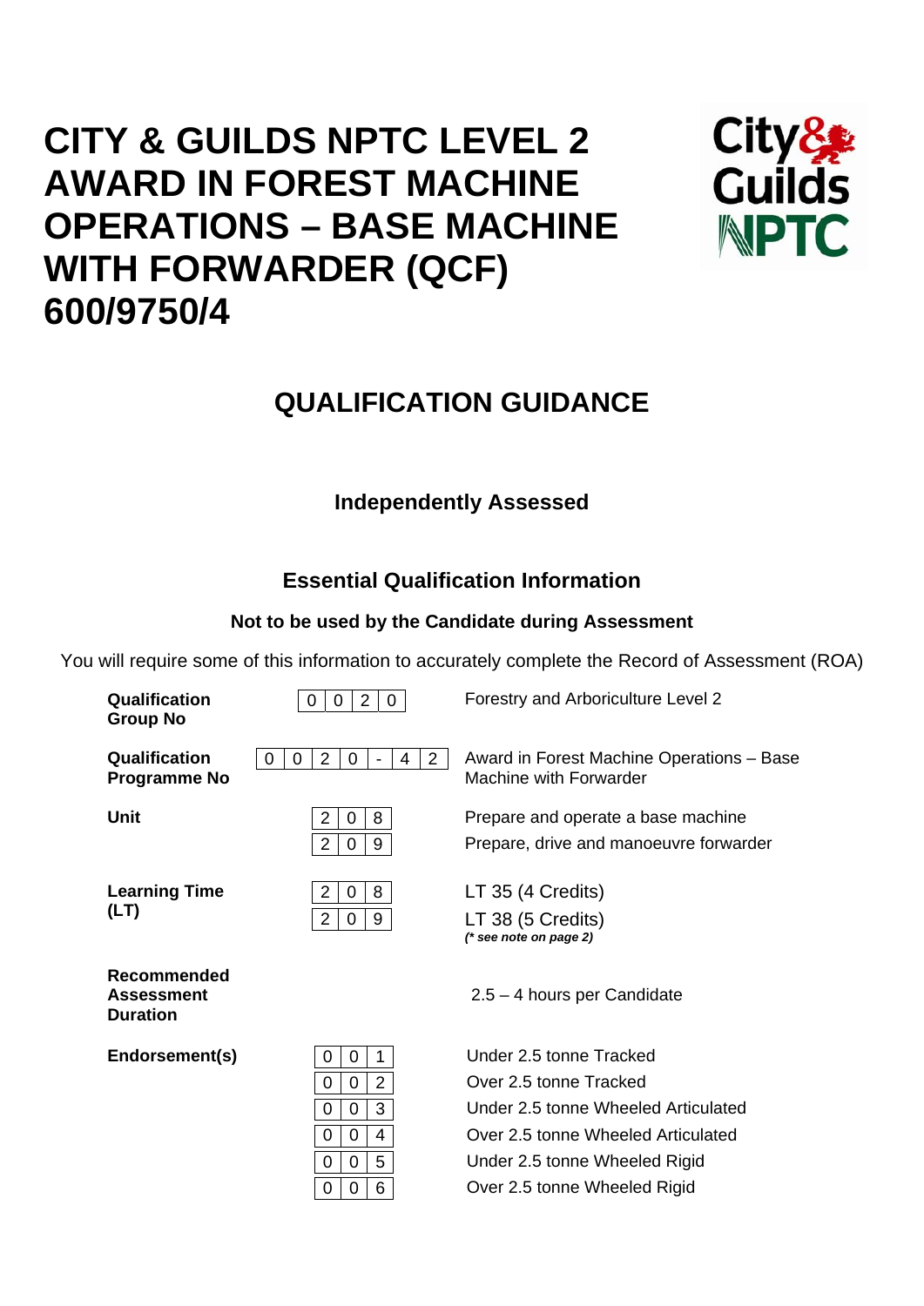# CITY & GUILDS NPTC LEVEL 2 AWARD IN FOREST MACHINE OPERATIONS – BASE MACHINE WITH FORWARDER (QCF) 600/9750/4

## QUALIFICATION GUIDANCE

### Independently Assessed

### Essential Qualification Information

**Not to be used by the Candidate during Assessment**

You will require some of this information to accurately complete the Record of Assessment (ROA)

| | | |
|---|---|---|
| **Qualification Group No** | 0020 | Forestry and Arboriculture Level 2 |
| **Qualification Programme No** | 0020-42 | Award in Forest Machine Operations – Base Machine with Forwarder |
| **Unit** | 208 | Prepare and operate a base machine |
| | 209 | Prepare, drive and manoeuvre forwarder |
| **Learning Time (LT)** | 208 | LT 35 (4 Credits) |
| | 209 | LT 38 (5 Credits) *(\* see note on page 2)* |
| **Recommended Assessment Duration** | | 2.5 – 4 hours per Candidate |
| **Endorsement(s)** | 001 | Under 2.5 tonne Tracked |
| | 002 | Over 2.5 tonne Tracked |
| | 003 | Under 2.5 tonne Wheeled Articulated |
| | 004 | Over 2.5 tonne Wheeled Articulated |
| | 005 | Under 2.5 tonne Wheeled Rigid |
| | 006 | Over 2.5 tonne Wheeled Rigid |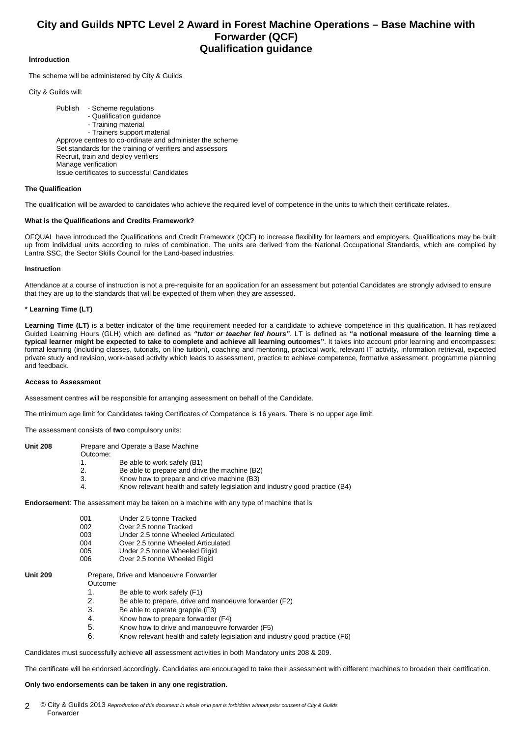# City and Guilds NPTC Level 2 Award in Forest Machine Operations – Base Machine with Forwarder (QCF)
## Qualification guidance

**Introduction**

The scheme will be administered by City & Guilds

City & Guilds will:

Publish
- Scheme regulations
- Qualification guidance
- Training material
- Trainers support material

Approve centres to co-ordinate and administer the scheme
Set standards for the training of verifiers and assessors
Recruit, train and deploy verifiers
Manage verification
Issue certificates to successful Candidates

**The Qualification**

The qualification will be awarded to candidates who achieve the required level of competence in the units to which their certificate relates.

**What is the Qualifications and Credits Framework?**

OFQUAL have introduced the Qualifications and Credit Framework (QCF) to increase flexibility for learners and employers. Qualifications may be built up from individual units according to rules of combination. The units are derived from the National Occupational Standards, which are compiled by Lantra SSC, the Sector Skills Council for the Land-based industries.

**Instruction**

Attendance at a course of instruction is not a pre-requisite for an application for an assessment but potential Candidates are strongly advised to ensure that they are up to the standards that will be expected of them when they are assessed.

**\* Learning Time (LT)**

**Learning Time (LT)** is a better indicator of the time requirement needed for a candidate to achieve competence in this qualification. It has replaced Guided Learning Hours (GLH) which are defined as ***"tutor or teacher led hours"***. LT is defined as **"a notional measure of the learning time a typical learner might be expected to take to complete and achieve all learning outcomes"**. It takes into account prior learning and encompasses: formal learning (including classes, tutorials, on line tuition), coaching and mentoring, practical work, relevant IT activity, information retrieval, expected private study and revision, work-based activity which leads to assessment, practice to achieve competence, formative assessment, programme planning and feedback.

**Access to Assessment**

Assessment centres will be responsible for arranging assessment on behalf of the Candidate.

The minimum age limit for Candidates taking Certificates of Competence is 16 years. There is no upper age limit.

The assessment consists of **two** compulsory units:

**Unit 208** Prepare and Operate a Base Machine

Outcome:
1. Be able to work safely (B1)
2. Be able to prepare and drive the machine (B2)
3. Know how to prepare and drive machine (B3)
4. Know relevant health and safety legislation and industry good practice (B4)

**Endorsement**: The assessment may be taken on a machine with any type of machine that is

| | |
|---|---|
| 001 | Under 2.5 tonne Tracked |
| 002 | Over 2.5 tonne Tracked |
| 003 | Under 2.5 tonne Wheeled Articulated |
| 004 | Over 2.5 tonne Wheeled Articulated |
| 005 | Under 2.5 tonne Wheeled Rigid |
| 006 | Over 2.5 tonne Wheeled Rigid |

**Unit 209** Prepare, Drive and Manoeuvre Forwarder

Outcome
1. Be able to work safely (F1)
2. Be able to prepare, drive and manoeuvre forwarder (F2)
3. Be able to operate grapple (F3)
4. Know how to prepare forwarder (F4)
5. Know how to drive and manoeuvre forwarder (F5)
6. Know relevant health and safety legislation and industry good practice (F6)

Candidates must successfully achieve **all** assessment activities in both Mandatory units 208 & 209.

The certificate will be endorsed accordingly. Candidates are encouraged to take their assessment with different machines to broaden their certification.

**Only two endorsements can be taken in any one registration.**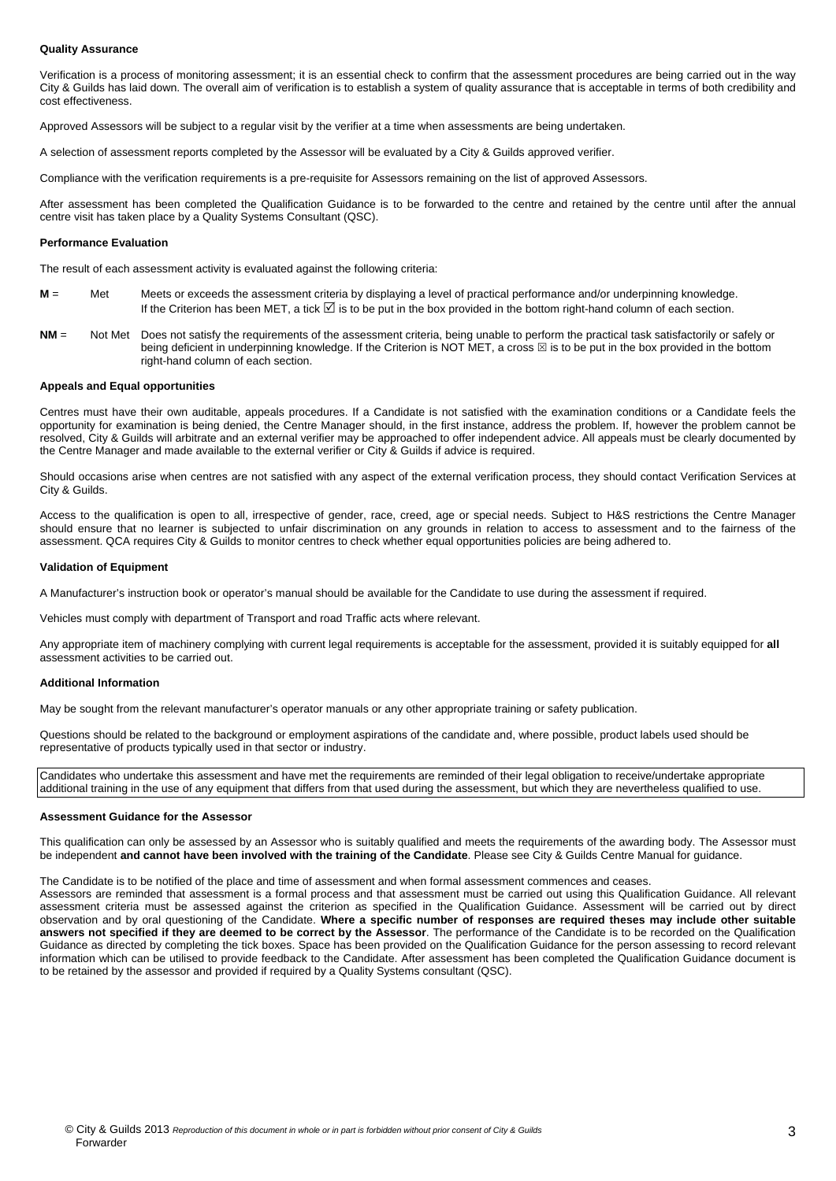**Quality Assurance**

Verification is a process of monitoring assessment; it is an essential check to confirm that the assessment procedures are being carried out in the way City & Guilds has laid down. The overall aim of verification is to establish a system of quality assurance that is acceptable in terms of both credibility and cost effectiveness.

Approved Assessors will be subject to a regular visit by the verifier at a time when assessments are being undertaken.

A selection of assessment reports completed by the Assessor will be evaluated by a City & Guilds approved verifier.

Compliance with the verification requirements is a pre-requisite for Assessors remaining on the list of approved Assessors.

After assessment has been completed the Qualification Guidance is to be forwarded to the centre and retained by the centre until after the annual centre visit has taken place by a Quality Systems Consultant (QSC).

**Performance Evaluation**

The result of each assessment activity is evaluated against the following criteria:

**M** = Met — Meets or exceeds the assessment criteria by displaying a level of practical performance and/or underpinning knowledge. If the Criterion has been MET, a tick ☑ is to be put in the box provided in the bottom right-hand column of each section.

**NM** = Not Met — Does not satisfy the requirements of the assessment criteria, being unable to perform the practical task satisfactorily or safely or being deficient in underpinning knowledge. If the Criterion is NOT MET, a cross ☒ is to be put in the box provided in the bottom right-hand column of each section.

**Appeals and Equal opportunities**

Centres must have their own auditable, appeals procedures. If a Candidate is not satisfied with the examination conditions or a Candidate feels the opportunity for examination is being denied, the Centre Manager should, in the first instance, address the problem. If, however the problem cannot be resolved, City & Guilds will arbitrate and an external verifier may be approached to offer independent advice. All appeals must be clearly documented by the Centre Manager and made available to the external verifier or City & Guilds if advice is required.

Should occasions arise when centres are not satisfied with any aspect of the external verification process, they should contact Verification Services at City & Guilds.

Access to the qualification is open to all, irrespective of gender, race, creed, age or special needs. Subject to H&S restrictions the Centre Manager should ensure that no learner is subjected to unfair discrimination on any grounds in relation to access to assessment and to the fairness of the assessment. QCA requires City & Guilds to monitor centres to check whether equal opportunities policies are being adhered to.

**Validation of Equipment**

A Manufacturer's instruction book or operator's manual should be available for the Candidate to use during the assessment if required.

Vehicles must comply with department of Transport and road Traffic acts where relevant.

Any appropriate item of machinery complying with current legal requirements is acceptable for the assessment, provided it is suitably equipped for **all** assessment activities to be carried out.

**Additional Information**

May be sought from the relevant manufacturer's operator manuals or any other appropriate training or safety publication.

Questions should be related to the background or employment aspirations of the candidate and, where possible, product labels used should be representative of products typically used in that sector or industry.

Candidates who undertake this assessment and have met the requirements are reminded of their legal obligation to receive/undertake appropriate additional training in the use of any equipment that differs from that used during the assessment, but which they are nevertheless qualified to use.

**Assessment Guidance for the Assessor**

This qualification can only be assessed by an Assessor who is suitably qualified and meets the requirements of the awarding body. The Assessor must be independent **and cannot have been involved with the training of the Candidate**. Please see City & Guilds Centre Manual for guidance.

The Candidate is to be notified of the place and time of assessment and when formal assessment commences and ceases.
Assessors are reminded that assessment is a formal process and that assessment must be carried out using this Qualification Guidance. All relevant assessment criteria must be assessed against the criterion as specified in the Qualification Guidance. Assessment will be carried out by direct observation and by oral questioning of the Candidate. **Where a specific number of responses are required theses may include other suitable answers not specified if they are deemed to be correct by the Assessor**. The performance of the Candidate is to be recorded on the Qualification Guidance as directed by completing the tick boxes. Space has been provided on the Qualification Guidance for the person assessing to record relevant information which can be utilised to provide feedback to the Candidate. After assessment has been completed the Qualification Guidance document is to be retained by the assessor and provided if required by a Quality Systems consultant (QSC).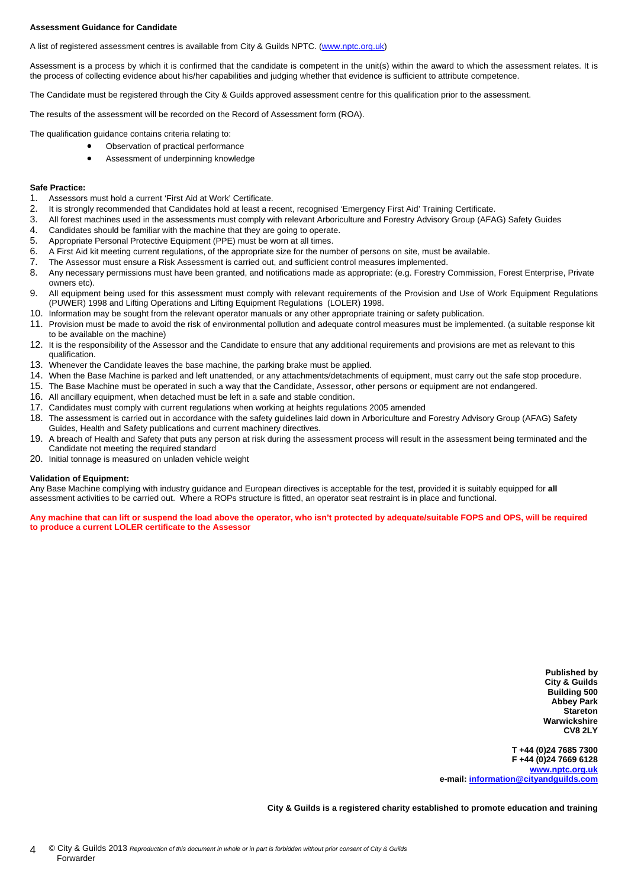**Assessment Guidance for Candidate**

A list of registered assessment centres is available from City & Guilds NPTC. (www.nptc.org.uk)

Assessment is a process by which it is confirmed that the candidate is competent in the unit(s) within the award to which the assessment relates. It is the process of collecting evidence about his/her capabilities and judging whether that evidence is sufficient to attribute competence.

The Candidate must be registered through the City & Guilds approved assessment centre for this qualification prior to the assessment.

The results of the assessment will be recorded on the Record of Assessment form (ROA).

The qualification guidance contains criteria relating to:

- Observation of practical performance
- Assessment of underpinning knowledge

**Safe Practice:**

1. Assessors must hold a current 'First Aid at Work' Certificate.
2. It is strongly recommended that Candidates hold at least a recent, recognised 'Emergency First Aid' Training Certificate.
3. All forest machines used in the assessments must comply with relevant Arboriculture and Forestry Advisory Group (AFAG) Safety Guides
4. Candidates should be familiar with the machine that they are going to operate.
5. Appropriate Personal Protective Equipment (PPE) must be worn at all times.
6. A First Aid kit meeting current regulations, of the appropriate size for the number of persons on site, must be available.
7. The Assessor must ensure a Risk Assessment is carried out, and sufficient control measures implemented.
8. Any necessary permissions must have been granted, and notifications made as appropriate: (e.g. Forestry Commission, Forest Enterprise, Private owners etc).
9. All equipment being used for this assessment must comply with relevant requirements of the Provision and Use of Work Equipment Regulations (PUWER) 1998 and Lifting Operations and Lifting Equipment Regulations (LOLER) 1998.
10. Information may be sought from the relevant operator manuals or any other appropriate training or safety publication.
11. Provision must be made to avoid the risk of environmental pollution and adequate control measures must be implemented. (a suitable response kit to be available on the machine)
12. It is the responsibility of the Assessor and the Candidate to ensure that any additional requirements and provisions are met as relevant to this qualification.
13. Whenever the Candidate leaves the base machine, the parking brake must be applied.
14. When the Base Machine is parked and left unattended, or any attachments/detachments of equipment, must carry out the safe stop procedure.
15. The Base Machine must be operated in such a way that the Candidate, Assessor, other persons or equipment are not endangered.
16. All ancillary equipment, when detached must be left in a safe and stable condition.
17. Candidates must comply with current regulations when working at heights regulations 2005 amended
18. The assessment is carried out in accordance with the safety guidelines laid down in Arboriculture and Forestry Advisory Group (AFAG) Safety Guides, Health and Safety publications and current machinery directives.
19. A breach of Health and Safety that puts any person at risk during the assessment process will result in the assessment being terminated and the Candidate not meeting the required standard
20. Initial tonnage is measured on unladen vehicle weight

**Validation of Equipment:**

Any Base Machine complying with industry guidance and European directives is acceptable for the test, provided it is suitably equipped for **all** assessment activities to be carried out. Where a ROPs structure is fitted, an operator seat restraint is in place and functional.

**Any machine that can lift or suspend the load above the operator, who isn't protected by adequate/suitable FOPS and OPS, will be required to produce a current LOLER certificate to the Assessor**

**Published by**
**City & Guilds**
**Building 500**
**Abbey Park**
**Stareton**
**Warwickshire**
**CV8 2LY**

**T +44 (0)24 7685 7300**
**F +44 (0)24 7669 6128**
**www.nptc.org.uk**
**e-mail: information@cityandguilds.com**

**City & Guilds is a registered charity established to promote education and training**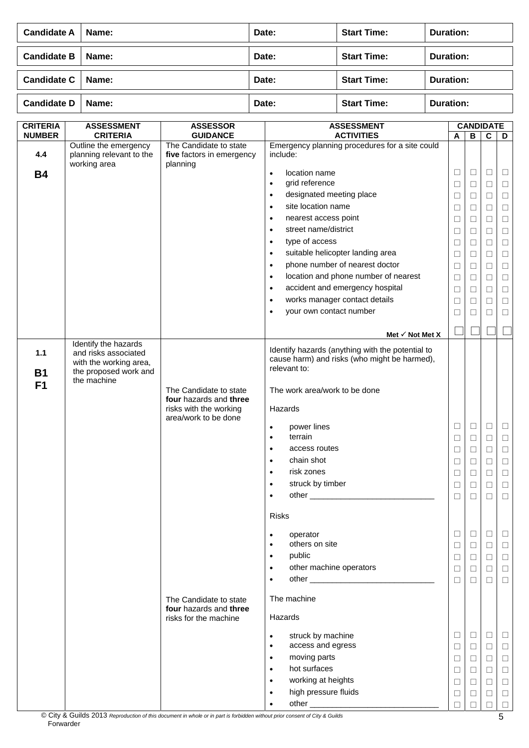| Candidate A | Name: | Date: | Start Time: | Duration: |
|---|---|---|---|---|
| **Candidate B** | **Name:** | **Date:** | **Start Time:** | **Duration:** |
| **Candidate C** | **Name:** | **Date:** | **Start Time:** | **Duration:** |
| **Candidate D** | **Name:** | **Date:** | **Start Time:** | **Duration:** |

| CRITERIA NUMBER | ASSESSMENT CRITERIA | ASSESSOR GUIDANCE | ASSESSMENT ACTIVITIES | CANDIDATE A | CANDIDATE B | CANDIDATE C | CANDIDATE D |
|---|---|---|---|---|---|---|---|
| **4.4** **B4** | Outline the emergency planning relevant to the working area | The Candidate to state **five** factors in emergency planning | Emergency planning procedures for a site could include: | | | | |
| | | | • location name | ☐ | ☐ | ☐ | ☐ |
| | | | • grid reference | ☐ | ☐ | ☐ | ☐ |
| | | | • designated meeting place | ☐ | ☐ | ☐ | ☐ |
| | | | • site location name | ☐ | ☐ | ☐ | ☐ |
| | | | • nearest access point | ☐ | ☐ | ☐ | ☐ |
| | | | • street name/district | ☐ | ☐ | ☐ | ☐ |
| | | | • type of access | ☐ | ☐ | ☐ | ☐ |
| | | | • suitable helicopter landing area | ☐ | ☐ | ☐ | ☐ |
| | | | • phone number of nearest doctor | ☐ | ☐ | ☐ | ☐ |
| | | | • location and phone number of nearest | ☐ | ☐ | ☐ | ☐ |
| | | | • accident and emergency hospital | ☐ | ☐ | ☐ | ☐ |
| | | | • works manager contact details | ☐ | ☐ | ☐ | ☐ |
| | | | • your own contact number | ☐ | ☐ | ☐ | ☐ |
| | | | **Met ✓ Not Met X** | ☐ | ☐ | ☐ | ☐ |
| **1.1** **B1** **F1** | Identify the hazards and risks associated with the working area, the proposed work and the machine | | Identify hazards (anything with the potential to cause harm) and risks (who might be harmed), relevant to: | | | | |
| | | The Candidate to state **four** hazards and **three** risks with the working area/work to be done | The work area/work to be done | | | | |
| | | | Hazards | | | | |
| | | | • power lines | ☐ | ☐ | ☐ | ☐ |
| | | | • terrain | ☐ | ☐ | ☐ | ☐ |
| | | | • access routes | ☐ | ☐ | ☐ | ☐ |
| | | | • chain shot | ☐ | ☐ | ☐ | ☐ |
| | | | • risk zones | ☐ | ☐ | ☐ | ☐ |
| | | | • struck by timber | ☐ | ☐ | ☐ | ☐ |
| | | | • other ____________________________ | ☐ | ☐ | ☐ | ☐ |
| | | | Risks | | | | |
| | | | • operator | ☐ | ☐ | ☐ | ☐ |
| | | | • others on site | ☐ | ☐ | ☐ | ☐ |
| | | | • public | ☐ | ☐ | ☐ | ☐ |
| | | | • other machine operators | ☐ | ☐ | ☐ | ☐ |
| | | | • other ____________________________ | ☐ | ☐ | ☐ | ☐ |
| | | The Candidate to state **four** hazards and **three** risks for the machine | The machine | | | | |
| | | | Hazards | | | | |
| | | | • struck by machine | ☐ | ☐ | ☐ | ☐ |
| | | | • access and egress | ☐ | ☐ | ☐ | ☐ |
| | | | • moving parts | ☐ | ☐ | ☐ | ☐ |
| | | | • hot surfaces | ☐ | ☐ | ☐ | ☐ |
| | | | • working at heights | ☐ | ☐ | ☐ | ☐ |
| | | | • high pressure fluids | ☐ | ☐ | ☐ | ☐ |
| | | | • other ______________________________ | ☐ | ☐ | ☐ | ☐ |

© City & Guilds 2013 *Reproduction of this document in whole or in part is forbidden without prior consent of City & Guilds*
Forwarder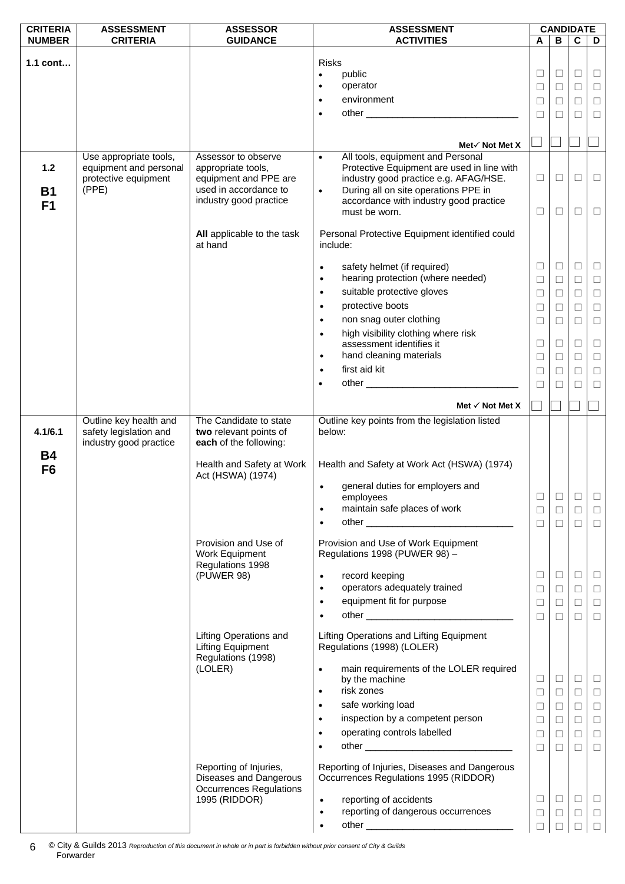| CRITERIA NUMBER | ASSESSMENT CRITERIA | ASSESSOR GUIDANCE | ASSESSMENT ACTIVITIES | CANDIDATE A | B | C | D |
|---|---|---|---|---|---|---|---|
| 1.1 cont… | | | Risks | | | | |
| | | | • public | ☐ | ☐ | ☐ | ☐ |
| | | | • operator | ☐ | ☐ | ☐ | ☐ |
| | | | • environment | ☐ | ☐ | ☐ | ☐ |
| | | | • other ____________________________ | ☐ | ☐ | ☐ | ☐ |
| | | | **Met ✓ Not Met X** | ☐ | ☐ | ☐ | ☐ |
| 1.2<br><br>**B1**<br>**F1** | Use appropriate tools, equipment and personal protective equipment (PPE) | Assessor to observe appropriate tools, equipment and PPE are used in accordance to industry good practice | • All tools, equipment and Personal Protective Equipment are used in line with industry good practice e.g. AFAG/HSE. | ☐ | ☐ | ☐ | ☐ |
| | | | • During all on site operations PPE in accordance with industry good practice must be worn. | ☐ | ☐ | ☐ | ☐ |
| | | **All** applicable to the task at hand | Personal Protective Equipment identified could include: | | | | |
| | | | • safety helmet (if required) | ☐ | ☐ | ☐ | ☐ |
| | | | • hearing protection (where needed) | ☐ | ☐ | ☐ | ☐ |
| | | | • suitable protective gloves | ☐ | ☐ | ☐ | ☐ |
| | | | • protective boots | ☐ | ☐ | ☐ | ☐ |
| | | | • non snag outer clothing | ☐ | ☐ | ☐ | ☐ |
| | | | • high visibility clothing where risk assessment identifies it | ☐ | ☐ | ☐ | ☐ |
| | | | • hand cleaning materials | ☐ | ☐ | ☐ | ☐ |
| | | | • first aid kit | ☐ | ☐ | ☐ | ☐ |
| | | | • other ____________________________ | ☐ | ☐ | ☐ | ☐ |
| | | | **Met ✓ Not Met X** | ☐ | ☐ | ☐ | ☐ |
| 4.1/6.1<br><br>**B4**<br>**F6** | Outline key health and safety legislation and industry good practice | The Candidate to state **two** relevant points of **each** of the following: | Outline key points from the legislation listed below: | | | | |
| | | Health and Safety at Work Act (HSWA) (1974) | Health and Safety at Work Act (HSWA) (1974) | | | | |
| | | | • general duties for employers and employees | ☐ | ☐ | ☐ | ☐ |
| | | | • maintain safe places of work | ☐ | ☐ | ☐ | ☐ |
| | | | • other ____________________________ | ☐ | ☐ | ☐ | ☐ |
| | | Provision and Use of Work Equipment Regulations 1998 (PUWER 98) | Provision and Use of Work Equipment Regulations 1998 (PUWER 98) – | | | | |
| | | | • record keeping | ☐ | ☐ | ☐ | ☐ |
| | | | • operators adequately trained | ☐ | ☐ | ☐ | ☐ |
| | | | • equipment fit for purpose | ☐ | ☐ | ☐ | ☐ |
| | | | • other ____________________________ | ☐ | ☐ | ☐ | ☐ |
| | | Lifting Operations and Lifting Equipment Regulations (1998) (LOLER) | Lifting Operations and Lifting Equipment Regulations (1998) (LOLER) | | | | |
| | | | • main requirements of the LOLER required by the machine | ☐ | ☐ | ☐ | ☐ |
| | | | • risk zones | ☐ | ☐ | ☐ | ☐ |
| | | | • safe working load | ☐ | ☐ | ☐ | ☐ |
| | | | • inspection by a competent person | ☐ | ☐ | ☐ | ☐ |
| | | | • operating controls labelled | ☐ | ☐ | ☐ | ☐ |
| | | | • other ____________________________ | ☐ | ☐ | ☐ | ☐ |
| | | Reporting of Injuries, Diseases and Dangerous Occurrences Regulations 1995 (RIDDOR) | Reporting of Injuries, Diseases and Dangerous Occurrences Regulations 1995 (RIDDOR) | | | | |
| | | | • reporting of accidents | ☐ | ☐ | ☐ | ☐ |
| | | | • reporting of dangerous occurrences | ☐ | ☐ | ☐ | ☐ |
| | | | • other ____________________________ | ☐ | ☐ | ☐ | ☐ |

© City & Guilds 2013 *Reproduction of this document in whole or in part is forbidden without prior consent of City & Guilds*
Forwarder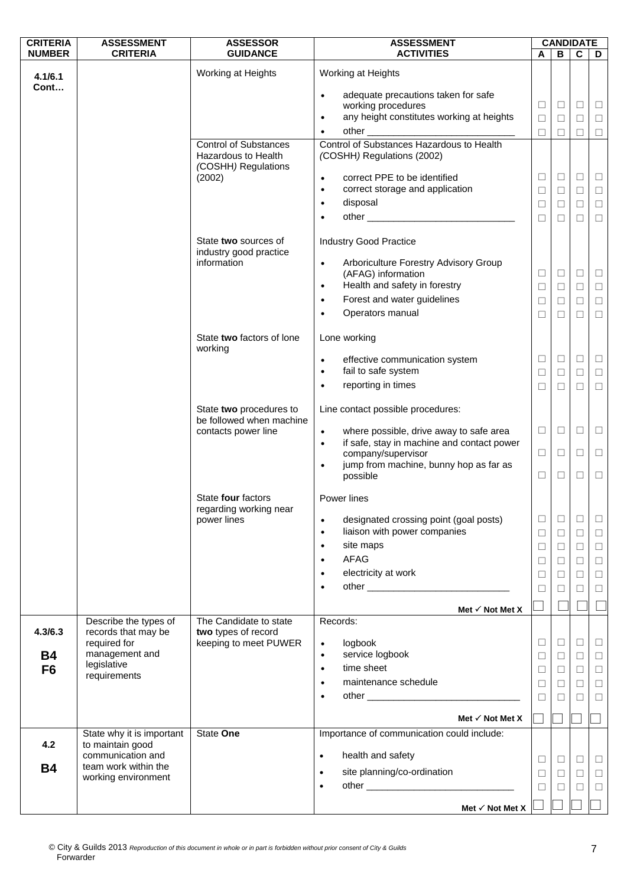| CRITERIA NUMBER | ASSESSMENT CRITERIA | ASSESSOR GUIDANCE | ASSESSMENT ACTIVITIES | CANDIDATE A | B | C | D |
|---|---|---|---|---|---|---|---|
| 4.1/6.1 Cont… | | Working at Heights | Working at Heights | | | | |
| | | | • adequate precautions taken for safe working procedures | ☐ | ☐ | ☐ | ☐ |
| | | | • any height constitutes working at heights | ☐ | ☐ | ☐ | ☐ |
| | | | • other ___________________________ | ☐ | ☐ | ☐ | ☐ |
| | | Control of Substances Hazardous to Health *(COSHH)* Regulations (2002) | Control of Substances Hazardous to Health *(COSHH)* Regulations (2002) | | | | |
| | | | • correct PPE to be identified | ☐ | ☐ | ☐ | ☐ |
| | | | • correct storage and application | ☐ | ☐ | ☐ | ☐ |
| | | | • disposal | ☐ | ☐ | ☐ | ☐ |
| | | | • other ___________________________ | ☐ | ☐ | ☐ | ☐ |
| | | State **two** sources of industry good practice information | Industry Good Practice | | | | |
| | | | • Arboriculture Forestry Advisory Group (AFAG) information | ☐ | ☐ | ☐ | ☐ |
| | | | • Health and safety in forestry | ☐ | ☐ | ☐ | ☐ |
| | | | • Forest and water guidelines | ☐ | ☐ | ☐ | ☐ |
| | | | • Operators manual | ☐ | ☐ | ☐ | ☐ |
| | | State **two** factors of lone working | Lone working | | | | |
| | | | • effective communication system | ☐ | ☐ | ☐ | ☐ |
| | | | • fail to safe system | ☐ | ☐ | ☐ | ☐ |
| | | | • reporting in times | ☐ | ☐ | ☐ | ☐ |
| | | State **two** procedures to be followed when machine contacts power line | Line contact possible procedures: | | | | |
| | | | • where possible, drive away to safe area | ☐ | ☐ | ☐ | ☐ |
| | | | • if safe, stay in machine and contact power company/supervisor | ☐ | ☐ | ☐ | ☐ |
| | | | • jump from machine, bunny hop as far as possible | ☐ | ☐ | ☐ | ☐ |
| | | State **four** factors regarding working near power lines | Power lines | | | | |
| | | | • designated crossing point (goal posts) | ☐ | ☐ | ☐ | ☐ |
| | | | • liaison with power companies | ☐ | ☐ | ☐ | ☐ |
| | | | • site maps | ☐ | ☐ | ☐ | ☐ |
| | | | • AFAG | ☐ | ☐ | ☐ | ☐ |
| | | | • electricity at work | ☐ | ☐ | ☐ | ☐ |
| | | | • other ___________________________ | ☐ | ☐ | ☐ | ☐ |
| | | | **Met ✓ Not Met X** | ☐ | ☐ | ☐ | ☐ |
| 4.3/6.3 **B4** **F6** | Describe the types of records that may be required for management and legislative requirements | The Candidate to state **two** types of record keeping to meet PUWER | Records: | | | | |
| | | | • logbook | ☐ | ☐ | ☐ | ☐ |
| | | | • service logbook | ☐ | ☐ | ☐ | ☐ |
| | | | • time sheet | ☐ | ☐ | ☐ | ☐ |
| | | | • maintenance schedule | ☐ | ☐ | ☐ | ☐ |
| | | | • other ___________________________ | ☐ | ☐ | ☐ | ☐ |
| | | | **Met ✓ Not Met X** | ☐ | ☐ | ☐ | ☐ |
| 4.2 **B4** | State why it is important to maintain good communication and team work within the working environment | State **One** | Importance of communication could include: | | | | |
| | | | • health and safety | ☐ | ☐ | ☐ | ☐ |
| | | | • site planning/co-ordination | ☐ | ☐ | ☐ | ☐ |
| | | | • other ___________________________ | ☐ | ☐ | ☐ | ☐ |
| | | | **Met ✓ Not Met X** | ☐ | ☐ | ☐ | ☐ |

© City & Guilds 2013 *Reproduction of this document in whole or in part is forbidden without prior consent of City & Guilds*
Forwarder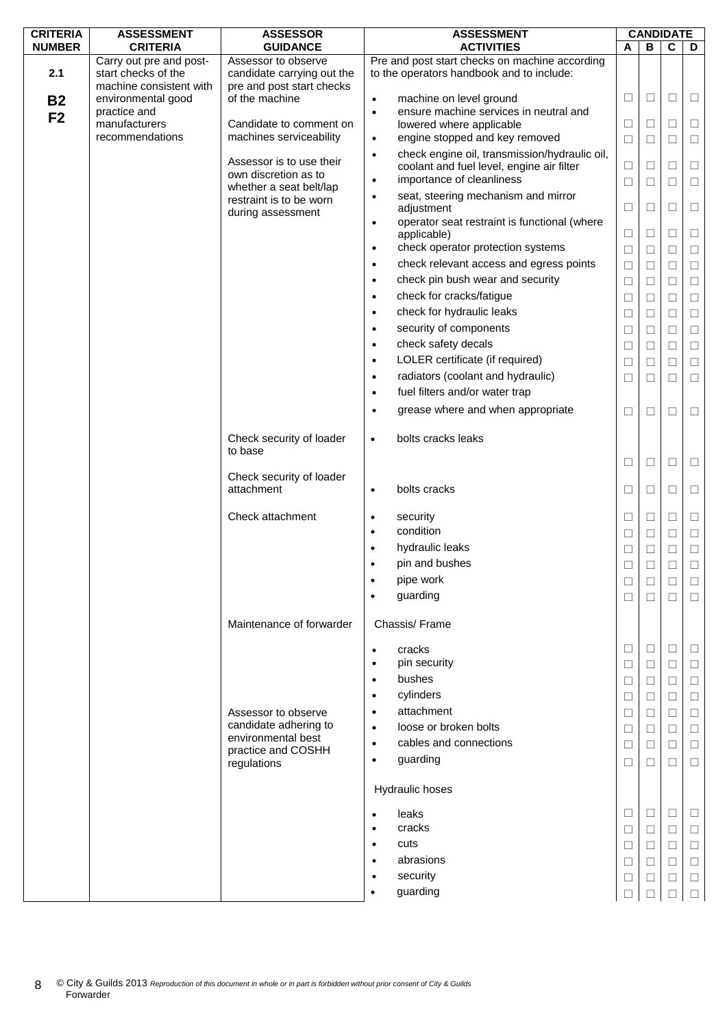| CRITERIA NUMBER | ASSESSMENT CRITERIA | ASSESSOR GUIDANCE | ASSESSMENT ACTIVITIES | CANDIDATE A | B | C | D |
|---|---|---|---|---|---|---|---|
| 2.1<br><br>**B2**<br>**F2** | Carry out pre and post-start checks of the machine consistent with environmental good practice and manufacturers recommendations | Assessor to observe candidate carrying out the pre and post start checks of the machine<br><br>Candidate to comment on machines serviceability<br><br>Assessor is to use their own discretion as to whether a seat belt/lap restraint is to be worn during assessment | Pre and post start checks on machine according to the operators handbook and to include: | | | | |
| | | | • machine on level ground | ☐ | ☐ | ☐ | ☐ |
| | | | • ensure machine services in neutral and lowered where applicable | ☐ | ☐ | ☐ | ☐ |
| | | | • engine stopped and key removed | ☐ | ☐ | ☐ | ☐ |
| | | | • check engine oil, transmission/hydraulic oil, coolant and fuel level, engine air filter | ☐ | ☐ | ☐ | ☐ |
| | | | • importance of cleanliness | ☐ | ☐ | ☐ | ☐ |
| | | | • seat, steering mechanism and mirror adjustment | ☐ | ☐ | ☐ | ☐ |
| | | | • operator seat restraint is functional (where applicable) | ☐ | ☐ | ☐ | ☐ |
| | | | • check operator protection systems | ☐ | ☐ | ☐ | ☐ |
| | | | • check relevant access and egress points | ☐ | ☐ | ☐ | ☐ |
| | | | • check pin bush wear and security | ☐ | ☐ | ☐ | ☐ |
| | | | • check for cracks/fatigue | ☐ | ☐ | ☐ | ☐ |
| | | | • check for hydraulic leaks | ☐ | ☐ | ☐ | ☐ |
| | | | • security of components | ☐ | ☐ | ☐ | ☐ |
| | | | • check safety decals | ☐ | ☐ | ☐ | ☐ |
| | | | • LOLER certificate (if required) | ☐ | ☐ | ☐ | ☐ |
| | | | • radiators (coolant and hydraulic) | ☐ | ☐ | ☐ | ☐ |
| | | | • fuel filters and/or water trap | | | | |
| | | | • grease where and when appropriate | ☐ | ☐ | ☐ | ☐ |
| | | Check security of loader to base | • bolts cracks leaks | ☐ | ☐ | ☐ | ☐ |
| | | Check security of loader attachment | • bolts cracks | ☐ | ☐ | ☐ | ☐ |
| | | Check attachment | • security | ☐ | ☐ | ☐ | ☐ |
| | | | • condition | ☐ | ☐ | ☐ | ☐ |
| | | | • hydraulic leaks | ☐ | ☐ | ☐ | ☐ |
| | | | • pin and bushes | ☐ | ☐ | ☐ | ☐ |
| | | | • pipe work | ☐ | ☐ | ☐ | ☐ |
| | | | • guarding | ☐ | ☐ | ☐ | ☐ |
| | | Maintenance of forwarder | Chassis/ Frame | | | | |
| | | | • cracks | ☐ | ☐ | ☐ | ☐ |
| | | | • pin security | ☐ | ☐ | ☐ | ☐ |
| | | | • bushes | ☐ | ☐ | ☐ | ☐ |
| | | | • cylinders | ☐ | ☐ | ☐ | ☐ |
| | | Assessor to observe candidate adhering to environmental best practice and COSHH regulations | • attachment | ☐ | ☐ | ☐ | ☐ |
| | | | • loose or broken bolts | ☐ | ☐ | ☐ | ☐ |
| | | | • cables and connections | ☐ | ☐ | ☐ | ☐ |
| | | | • guarding | ☐ | ☐ | ☐ | ☐ |
| | | | Hydraulic hoses | | | | |
| | | | • leaks | ☐ | ☐ | ☐ | ☐ |
| | | | • cracks | ☐ | ☐ | ☐ | ☐ |
| | | | • cuts | ☐ | ☐ | ☐ | ☐ |
| | | | • abrasions | ☐ | ☐ | ☐ | ☐ |
| | | | • security | ☐ | ☐ | ☐ | ☐ |
| | | | • guarding | ☐ | ☐ | ☐ | ☐ |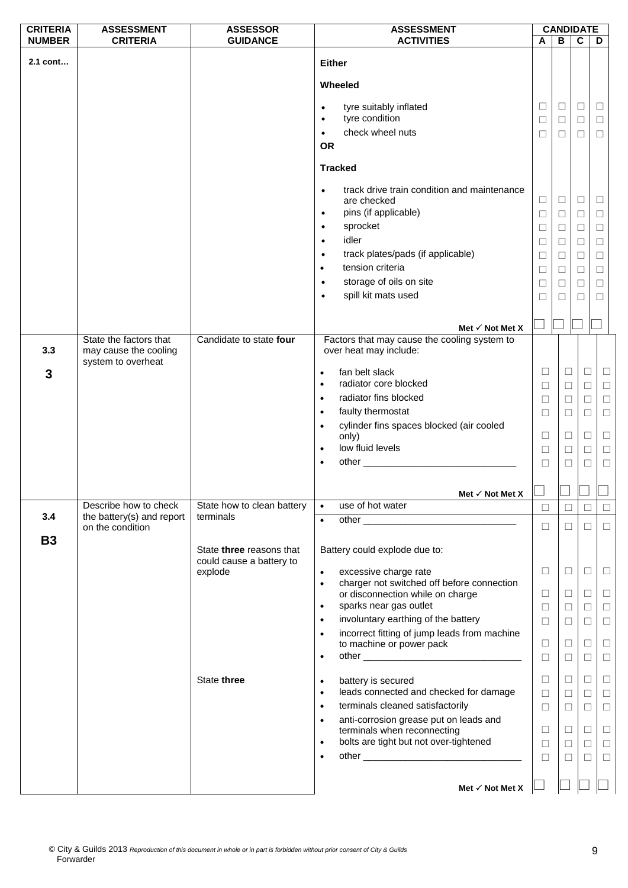| CRITERIA NUMBER | ASSESSMENT CRITERIA | ASSESSOR GUIDANCE | ASSESSMENT ACTIVITIES | CANDIDATE A | B | C | D |
|---|---|---|---|---|---|---|---|
| 2.1 cont… | | | **Either** | | | | |
| | | | **Wheeled** | | | | |
| | | | • tyre suitably inflated | ☐ | ☐ | ☐ | ☐ |
| | | | • tyre condition | ☐ | ☐ | ☐ | ☐ |
| | | | • check wheel nuts | ☐ | ☐ | ☐ | ☐ |
| | | | **OR** | | | | |
| | | | **Tracked** | | | | |
| | | | • track drive train condition and maintenance are checked | ☐ | ☐ | ☐ | ☐ |
| | | | • pins (if applicable) | ☐ | ☐ | ☐ | ☐ |
| | | | • sprocket | ☐ | ☐ | ☐ | ☐ |
| | | | • idler | ☐ | ☐ | ☐ | ☐ |
| | | | • track plates/pads (if applicable) | ☐ | ☐ | ☐ | ☐ |
| | | | • tension criteria | ☐ | ☐ | ☐ | ☐ |
| | | | • storage of oils on site | ☐ | ☐ | ☐ | ☐ |
| | | | • spill kit mats used | ☐ | ☐ | ☐ | ☐ |
| | | | **Met ✓ Not Met X** | ☐ | ☐ | ☐ | ☐ |
| 3.3<br><br>**3** | State the factors that may cause the cooling system to overheat | Candidate to state **four** | Factors that may cause the cooling system to over heat may include: | | | | |
| | | | • fan belt slack | ☐ | ☐ | ☐ | ☐ |
| | | | • radiator core blocked | ☐ | ☐ | ☐ | ☐ |
| | | | • radiator fins blocked | ☐ | ☐ | ☐ | ☐ |
| | | | • faulty thermostat | ☐ | ☐ | ☐ | ☐ |
| | | | • cylinder fins spaces blocked (air cooled only) | ☐ | ☐ | ☐ | ☐ |
| | | | • low fluid levels | ☐ | ☐ | ☐ | ☐ |
| | | | • other ______________________________ | ☐ | ☐ | ☐ | ☐ |
| | | | **Met ✓ Not Met X** | ☐ | ☐ | ☐ | ☐ |
| 3.4<br><br>**B3** | Describe how to check the battery(s) and report on the condition | State how to clean battery terminals | • use of hot water | ☐ | ☐ | ☐ | ☐ |
| | | | • other ______________________________ | ☐ | ☐ | ☐ | ☐ |
| | | State **three** reasons that could cause a battery to explode | Battery could explode due to: | | | | |
| | | | • excessive charge rate | ☐ | ☐ | ☐ | ☐ |
| | | | • charger not switched off before connection or disconnection while on charge | ☐ | ☐ | ☐ | ☐ |
| | | | • sparks near gas outlet | ☐ | ☐ | ☐ | ☐ |
| | | | • involuntary earthing of the battery | ☐ | ☐ | ☐ | ☐ |
| | | | • incorrect fitting of jump leads from machine to machine or power pack | ☐ | ☐ | ☐ | ☐ |
| | | | • other ______________________________ | ☐ | ☐ | ☐ | ☐ |
| | | State **three** | • battery is secured | ☐ | ☐ | ☐ | ☐ |
| | | | • leads connected and checked for damage | ☐ | ☐ | ☐ | ☐ |
| | | | • terminals cleaned satisfactorily | ☐ | ☐ | ☐ | ☐ |
| | | | • anti-corrosion grease put on leads and terminals when reconnecting | ☐ | ☐ | ☐ | ☐ |
| | | | • bolts are tight but not over-tightened | ☐ | ☐ | ☐ | ☐ |
| | | | • other ______________________________ | ☐ | ☐ | ☐ | ☐ |
| | | | **Met ✓ Not Met X** | ☐ | ☐ | ☐ | ☐ |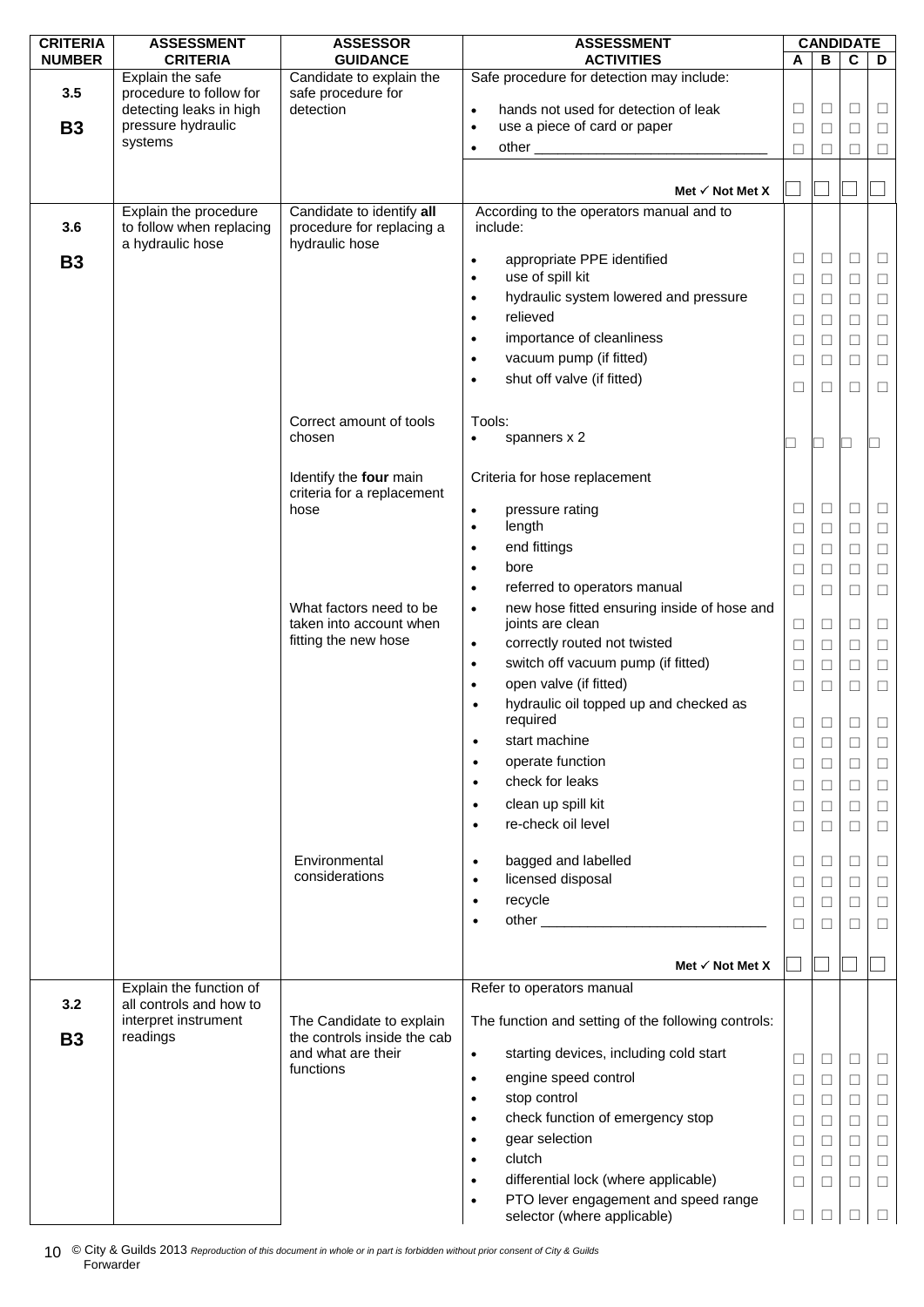| CRITERIA NUMBER | ASSESSMENT CRITERIA | ASSESSOR GUIDANCE | ASSESSMENT ACTIVITIES | CANDIDATE A | B | C | D |
|---|---|---|---|---|---|---|---|
| **3.5** **B3** | Explain the safe procedure to follow for detecting leaks in high pressure hydraulic systems | Candidate to explain the safe procedure for detection | Safe procedure for detection may include: | | | | |
| | | | • hands not used for detection of leak | ☐ | ☐ | ☐ | ☐ |
| | | | • use a piece of card or paper | ☐ | ☐ | ☐ | ☐ |
| | | | • other ______________________________ | ☐ | ☐ | ☐ | ☐ |
| | | | **Met ✓ Not Met X** | ☐ | ☐ | ☐ | ☐ |
| **3.6** **B3** | Explain the procedure to follow when replacing a hydraulic hose | Candidate to identify **all** procedure for replacing a hydraulic hose | According to the operators manual and to include: | | | | |
| | | | • appropriate PPE identified | ☐ | ☐ | ☐ | ☐ |
| | | | • use of spill kit | ☐ | ☐ | ☐ | ☐ |
| | | | • hydraulic system lowered and pressure | ☐ | ☐ | ☐ | ☐ |
| | | | • relieved | ☐ | ☐ | ☐ | ☐ |
| | | | • importance of cleanliness | ☐ | ☐ | ☐ | ☐ |
| | | | • vacuum pump (if fitted) | ☐ | ☐ | ☐ | ☐ |
| | | | • shut off valve (if fitted) | ☐ | ☐ | ☐ | ☐ |
| | | Correct amount of tools chosen | Tools: • spanners x 2 | ☐ | ☐ | ☐ | ☐ |
| | | Identify the **four** main criteria for a replacement hose | Criteria for hose replacement | | | | |
| | | | • pressure rating | ☐ | ☐ | ☐ | ☐ |
| | | | • length | ☐ | ☐ | ☐ | ☐ |
| | | | • end fittings | ☐ | ☐ | ☐ | ☐ |
| | | | • bore | ☐ | ☐ | ☐ | ☐ |
| | | | • referred to operators manual | ☐ | ☐ | ☐ | ☐ |
| | | What factors need to be taken into account when fitting the new hose | • new hose fitted ensuring inside of hose and joints are clean | ☐ | ☐ | ☐ | ☐ |
| | | | • correctly routed not twisted | ☐ | ☐ | ☐ | ☐ |
| | | | • switch off vacuum pump (if fitted) | ☐ | ☐ | ☐ | ☐ |
| | | | • open valve (if fitted) | ☐ | ☐ | ☐ | ☐ |
| | | | • hydraulic oil topped up and checked as required | ☐ | ☐ | ☐ | ☐ |
| | | | • start machine | ☐ | ☐ | ☐ | ☐ |
| | | | • operate function | ☐ | ☐ | ☐ | ☐ |
| | | | • check for leaks | ☐ | ☐ | ☐ | ☐ |
| | | | • clean up spill kit | ☐ | ☐ | ☐ | ☐ |
| | | | • re-check oil level | ☐ | ☐ | ☐ | ☐ |
| | | Environmental considerations | • bagged and labelled | ☐ | ☐ | ☐ | ☐ |
| | | | • licensed disposal | ☐ | ☐ | ☐ | ☐ |
| | | | • recycle | ☐ | ☐ | ☐ | ☐ |
| | | | • other ______________________________ | ☐ | ☐ | ☐ | ☐ |
| | | | **Met ✓ Not Met X** | ☐ | ☐ | ☐ | ☐ |
| **3.2** **B3** | Explain the function of all controls and how to interpret instrument readings | | Refer to operators manual | | | | |
| | | The Candidate to explain the controls inside the cab and what are their functions | The function and setting of the following controls: | | | | |
| | | | • starting devices, including cold start | ☐ | ☐ | ☐ | ☐ |
| | | | • engine speed control | ☐ | ☐ | ☐ | ☐ |
| | | | • stop control | ☐ | ☐ | ☐ | ☐ |
| | | | • check function of emergency stop | ☐ | ☐ | ☐ | ☐ |
| | | | • gear selection | ☐ | ☐ | ☐ | ☐ |
| | | | • clutch | ☐ | ☐ | ☐ | ☐ |
| | | | • differential lock (where applicable) | ☐ | ☐ | ☐ | ☐ |
| | | | • PTO lever engagement and speed range selector (where applicable) | ☐ | ☐ | ☐ | ☐ |

© City & Guilds 2013 *Reproduction of this document in whole or in part is forbidden without prior consent of City & Guilds*
Forwarder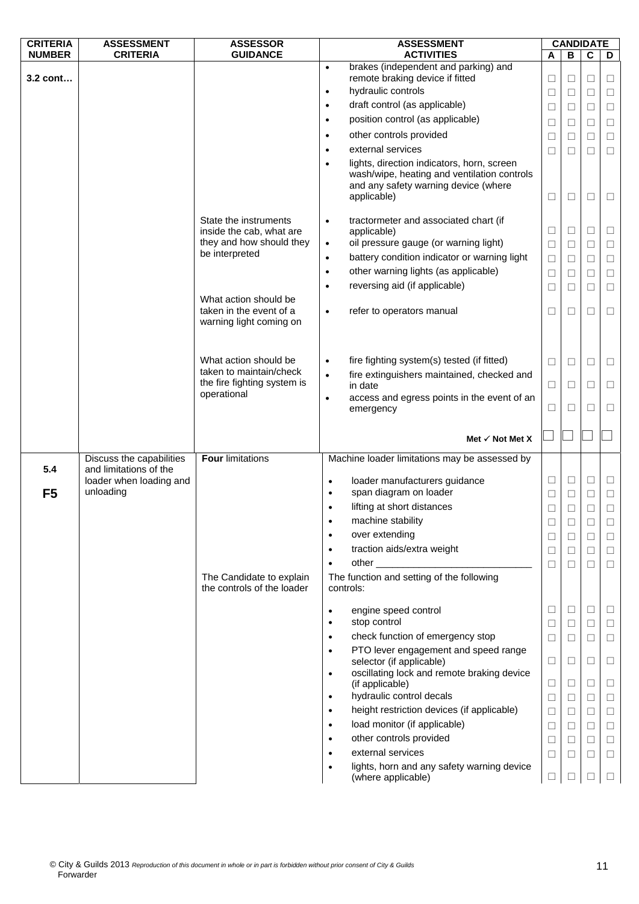| CRITERIA NUMBER | ASSESSMENT CRITERIA | ASSESSOR GUIDANCE | ASSESSMENT ACTIVITIES | CANDIDATE | | | |
|---|---|---|---|---|---|---|---|
| | | | | A | B | C | D |
| 3.2 cont… | | | • brakes (independent and parking) and remote braking device if fitted | ☐ | ☐ | ☐ | ☐ |
| | | | • hydraulic controls | ☐ | ☐ | ☐ | ☐ |
| | | | • draft control (as applicable) | ☐ | ☐ | ☐ | ☐ |
| | | | • position control (as applicable) | ☐ | ☐ | ☐ | ☐ |
| | | | • other controls provided | ☐ | ☐ | ☐ | ☐ |
| | | | • external services | ☐ | ☐ | ☐ | ☐ |
| | | | • lights, direction indicators, horn, screen wash/wipe, heating and ventilation controls and any safety warning device (where applicable) | ☐ | ☐ | ☐ | ☐ |
| | | State the instruments inside the cab, what are they and how should they be interpreted | • tractormeter and associated chart (if applicable) | ☐ | ☐ | ☐ | ☐ |
| | | | • oil pressure gauge (or warning light) | ☐ | ☐ | ☐ | ☐ |
| | | | • battery condition indicator or warning light | ☐ | ☐ | ☐ | ☐ |
| | | | • other warning lights (as applicable) | ☐ | ☐ | ☐ | ☐ |
| | | | • reversing aid (if applicable) | ☐ | ☐ | ☐ | ☐ |
| | | What action should be taken in the event of a warning light coming on | • refer to operators manual | ☐ | ☐ | ☐ | ☐ |
| | | What action should be taken to maintain/check the fire fighting system is operational | • fire fighting system(s) tested (if fitted) | ☐ | ☐ | ☐ | ☐ |
| | | | • fire extinguishers maintained, checked and in date | ☐ | ☐ | ☐ | ☐ |
| | | | • access and egress points in the event of an emergency | ☐ | ☐ | ☐ | ☐ |
| | | | **Met ✓ Not Met X** | ☐ | ☐ | ☐ | ☐ |
| 5.4<br><br>**F5** | Discuss the capabilities and limitations of the loader when loading and unloading | **Four** limitations | Machine loader limitations may be assessed by | | | | |
| | | | • loader manufacturers guidance | ☐ | ☐ | ☐ | ☐ |
| | | | • span diagram on loader | ☐ | ☐ | ☐ | ☐ |
| | | | • lifting at short distances | ☐ | ☐ | ☐ | ☐ |
| | | | • machine stability | ☐ | ☐ | ☐ | ☐ |
| | | | • over extending | ☐ | ☐ | ☐ | ☐ |
| | | | • traction aids/extra weight | ☐ | ☐ | ☐ | ☐ |
| | | | • other ____________________________ | ☐ | ☐ | ☐ | ☐ |
| | | The Candidate to explain the controls of the loader | The function and setting of the following controls: | | | | |
| | | | • engine speed control | ☐ | ☐ | ☐ | ☐ |
| | | | • stop control | ☐ | ☐ | ☐ | ☐ |
| | | | • check function of emergency stop | ☐ | ☐ | ☐ | ☐ |
| | | | • PTO lever engagement and speed range selector (if applicable) | ☐ | ☐ | ☐ | ☐ |
| | | | • oscillating lock and remote braking device (if applicable) | ☐ | ☐ | ☐ | ☐ |
| | | | • hydraulic control decals | ☐ | ☐ | ☐ | ☐ |
| | | | • height restriction devices (if applicable) | ☐ | ☐ | ☐ | ☐ |
| | | | • load monitor (if applicable) | ☐ | ☐ | ☐ | ☐ |
| | | | • other controls provided | ☐ | ☐ | ☐ | ☐ |
| | | | • external services | ☐ | ☐ | ☐ | ☐ |
| | | | • lights, horn and any safety warning device (where applicable) | ☐ | ☐ | ☐ | ☐ |

© City & Guilds 2013 *Reproduction of this document in whole or in part is forbidden without prior consent of City & Guilds*
Forwarder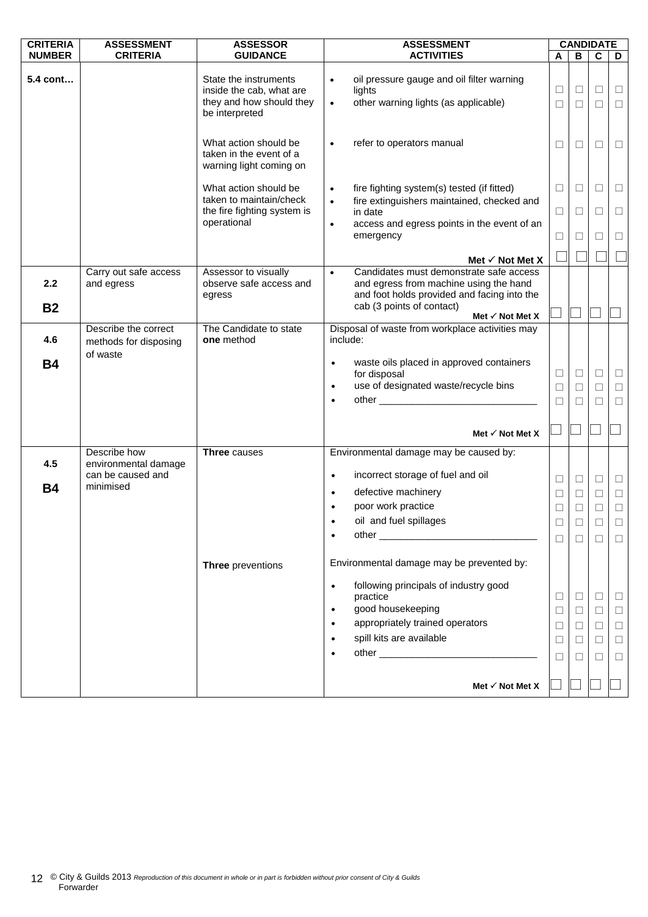| CRITERIA NUMBER | ASSESSMENT CRITERIA | ASSESSOR GUIDANCE | ASSESSMENT ACTIVITIES | CANDIDATE A | B | C | D |
|---|---|---|---|---|---|---|---|
| **5.4 cont…** | | State the instruments inside the cab, what are they and how should they be interpreted | • oil pressure gauge and oil filter warning lights | ☐ | ☐ | ☐ | ☐ |
| | | | • other warning lights (as applicable) | ☐ | ☐ | ☐ | ☐ |
| | | What action should be taken in the event of a warning light coming on | • refer to operators manual | ☐ | ☐ | ☐ | ☐ |
| | | What action should be taken to maintain/check the fire fighting system is operational | • fire fighting system(s) tested (if fitted) | ☐ | ☐ | ☐ | ☐ |
| | | | • fire extinguishers maintained, checked and in date | ☐ | ☐ | ☐ | ☐ |
| | | | • access and egress points in the event of an emergency | ☐ | ☐ | ☐ | ☐ |
| | | | **Met ✓ Not Met X** | ☐ | ☐ | ☐ | ☐ |
| **2.2** **B2** | Carry out safe access and egress | Assessor to visually observe safe access and egress | • Candidates must demonstrate safe access and egress from machine using the hand and foot holds provided and facing into the cab (3 points of contact) **Met ✓ Not Met X** | ☐ | ☐ | ☐ | ☐ |
| **4.6** **B4** | Describe the correct methods for disposing of waste | The Candidate to state **one** method | Disposal of waste from workplace activities may include: | | | | |
| | | | • waste oils placed in approved containers for disposal | ☐ | ☐ | ☐ | ☐ |
| | | | • use of designated waste/recycle bins | ☐ | ☐ | ☐ | ☐ |
| | | | • other ______________________________ | ☐ | ☐ | ☐ | ☐ |
| | | | **Met ✓ Not Met X** | ☐ | ☐ | ☐ | ☐ |
| **4.5** **B4** | Describe how environmental damage can be caused and minimised | **Three** causes | Environmental damage may be caused by: | | | | |
| | | | • incorrect storage of fuel and oil | ☐ | ☐ | ☐ | ☐ |
| | | | • defective machinery | ☐ | ☐ | ☐ | ☐ |
| | | | • poor work practice | ☐ | ☐ | ☐ | ☐ |
| | | | • oil and fuel spillages | ☐ | ☐ | ☐ | ☐ |
| | | | • other ______________________________ | ☐ | ☐ | ☐ | ☐ |
| | | **Three** preventions | Environmental damage may be prevented by: | | | | |
| | | | • following principals of industry good practice | ☐ | ☐ | ☐ | ☐ |
| | | | • good housekeeping | ☐ | ☐ | ☐ | ☐ |
| | | | • appropriately trained operators | ☐ | ☐ | ☐ | ☐ |
| | | | • spill kits are available | ☐ | ☐ | ☐ | ☐ |
| | | | • other ______________________________ | ☐ | ☐ | ☐ | ☐ |
| | | | **Met ✓ Not Met X** | ☐ | ☐ | ☐ | ☐ |

© City & Guilds 2013 *Reproduction of this document in whole or in part is forbidden without prior consent of City & Guilds*
Forwarder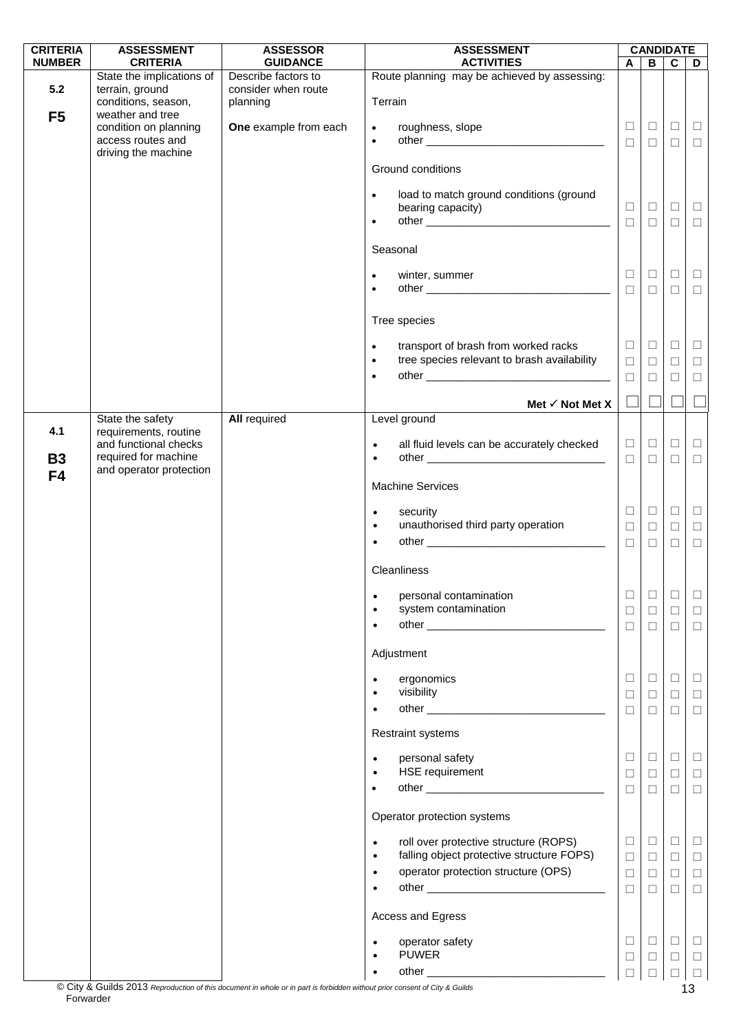| CRITERIA NUMBER | ASSESSMENT CRITERIA | ASSESSOR GUIDANCE | ASSESSMENT ACTIVITIES | CANDIDATE A | B | C | D |
|---|---|---|---|---|---|---|---|
| 5.2<br><br>**F5** | State the implications of terrain, ground conditions, season, weather and tree condition on planning access routes and driving the machine | Describe factors to consider when route planning<br><br>**One** example from each | Route planning may be achieved by assessing: | | | | |
| | | | Terrain | | | | |
| | | | • roughness, slope | ☐ | ☐ | ☐ | ☐ |
| | | | • other ______________________________ | ☐ | ☐ | ☐ | ☐ |
| | | | Ground conditions | | | | |
| | | | • load to match ground conditions (ground bearing capacity) | ☐ | ☐ | ☐ | ☐ |
| | | | • other ______________________________ | ☐ | ☐ | ☐ | ☐ |
| | | | Seasonal | | | | |
| | | | • winter, summer | ☐ | ☐ | ☐ | ☐ |
| | | | • other ______________________________ | ☐ | ☐ | ☐ | ☐ |
| | | | Tree species | | | | |
| | | | • transport of brash from worked racks | ☐ | ☐ | ☐ | ☐ |
| | | | • tree species relevant to brash availability | ☐ | ☐ | ☐ | ☐ |
| | | | • other ______________________________ | ☐ | ☐ | ☐ | ☐ |
| | | | **Met ✓ Not Met X** | ☐ | ☐ | ☐ | ☐ |
| 4.1<br><br>**B3**<br>**F4** | State the safety requirements, routine and functional checks required for machine and operator protection | **All** required | Level ground | | | | |
| | | | • all fluid levels can be accurately checked | ☐ | ☐ | ☐ | ☐ |
| | | | • other ______________________________ | ☐ | ☐ | ☐ | ☐ |
| | | | Machine Services | | | | |
| | | | • security | ☐ | ☐ | ☐ | ☐ |
| | | | • unauthorised third party operation | ☐ | ☐ | ☐ | ☐ |
| | | | • other ______________________________ | ☐ | ☐ | ☐ | ☐ |
| | | | Cleanliness | | | | |
| | | | • personal contamination | ☐ | ☐ | ☐ | ☐ |
| | | | • system contamination | ☐ | ☐ | ☐ | ☐ |
| | | | • other ______________________________ | ☐ | ☐ | ☐ | ☐ |
| | | | Adjustment | | | | |
| | | | • ergonomics | ☐ | ☐ | ☐ | ☐ |
| | | | • visibility | ☐ | ☐ | ☐ | ☐ |
| | | | • other ______________________________ | ☐ | ☐ | ☐ | ☐ |
| | | | Restraint systems | | | | |
| | | | • personal safety | ☐ | ☐ | ☐ | ☐ |
| | | | • HSE requirement | ☐ | ☐ | ☐ | ☐ |
| | | | • other ______________________________ | ☐ | ☐ | ☐ | ☐ |
| | | | Operator protection systems | | | | |
| | | | • roll over protective structure (ROPS) | ☐ | ☐ | ☐ | ☐ |
| | | | • falling object protective structure FOPS) | ☐ | ☐ | ☐ | ☐ |
| | | | • operator protection structure (OPS) | ☐ | ☐ | ☐ | ☐ |
| | | | • other ______________________________ | ☐ | ☐ | ☐ | ☐ |
| | | | Access and Egress | | | | |
| | | | • operator safety | ☐ | ☐ | ☐ | ☐ |
| | | | • PUWER | ☐ | ☐ | ☐ | ☐ |
| | | | • other ______________________________ | ☐ | ☐ | ☐ | ☐ |

© City & Guilds 2013 *Reproduction of this document in whole or in part is forbidden without prior consent of City & Guilds*
Forwarder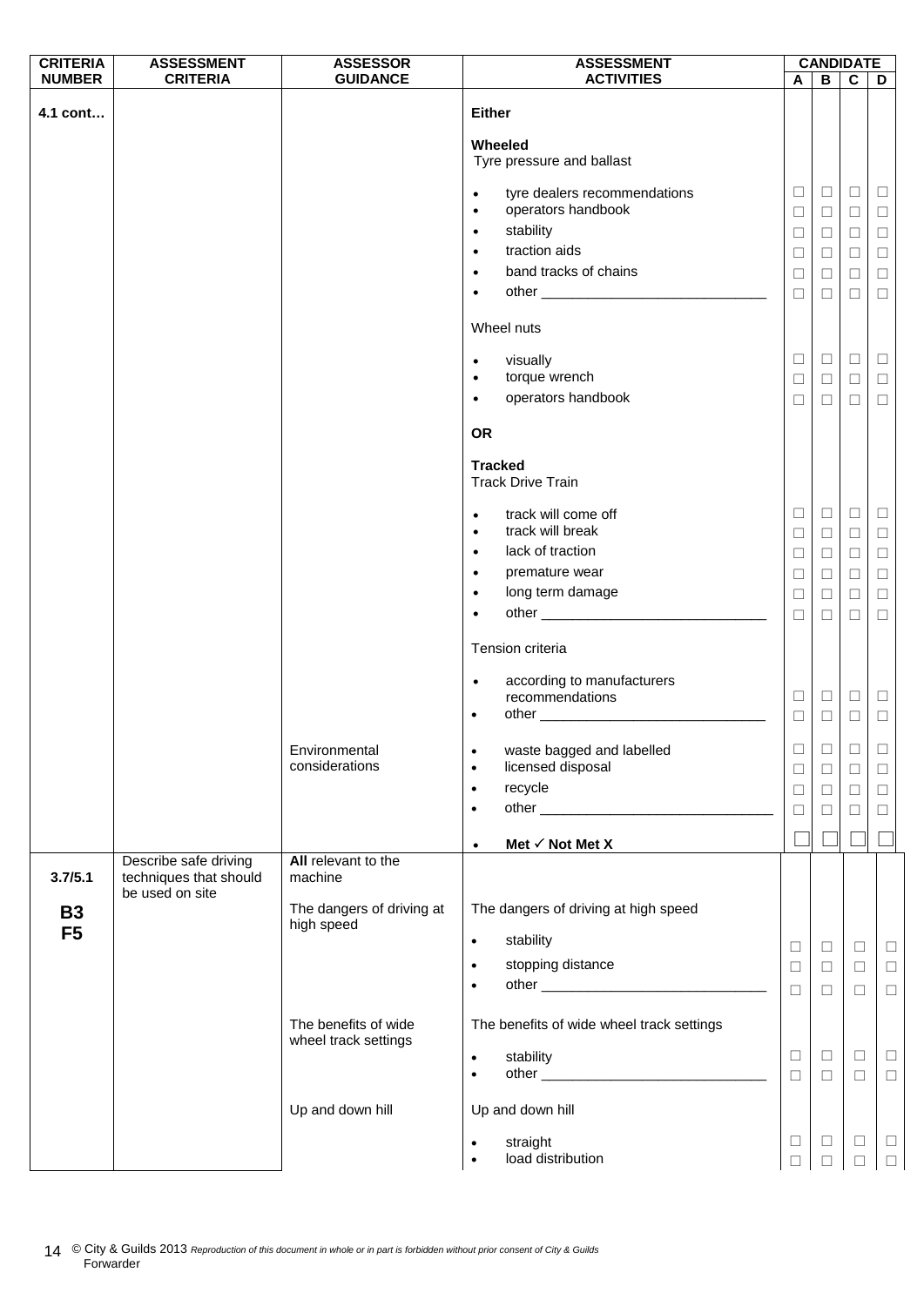| CRITERIA NUMBER | ASSESSMENT CRITERIA | ASSESSOR GUIDANCE | ASSESSMENT ACTIVITIES | CANDIDATE A | CANDIDATE B | CANDIDATE C | CANDIDATE D |
|---|---|---|---|---|---|---|---|
| **4.1 cont…** | | | **Either** | | | | |
| | | | **Wheeled** Tyre pressure and ballast | | | | |
| | | | • tyre dealers recommendations | ☐ | ☐ | ☐ | ☐ |
| | | | • operators handbook | ☐ | ☐ | ☐ | ☐ |
| | | | • stability | ☐ | ☐ | ☐ | ☐ |
| | | | • traction aids | ☐ | ☐ | ☐ | ☐ |
| | | | • band tracks of chains | ☐ | ☐ | ☐ | ☐ |
| | | | • other ______________________________ | ☐ | ☐ | ☐ | ☐ |
| | | | Wheel nuts | | | | |
| | | | • visually | ☐ | ☐ | ☐ | ☐ |
| | | | • torque wrench | ☐ | ☐ | ☐ | ☐ |
| | | | • operators handbook | ☐ | ☐ | ☐ | ☐ |
| | | | **OR** | | | | |
| | | | **Tracked** Track Drive Train | | | | |
| | | | • track will come off | ☐ | ☐ | ☐ | ☐ |
| | | | • track will break | ☐ | ☐ | ☐ | ☐ |
| | | | • lack of traction | ☐ | ☐ | ☐ | ☐ |
| | | | • premature wear | ☐ | ☐ | ☐ | ☐ |
| | | | • long term damage | ☐ | ☐ | ☐ | ☐ |
| | | | • other ______________________________ | ☐ | ☐ | ☐ | ☐ |
| | | | Tension criteria | | | | |
| | | | • according to manufacturers recommendations | ☐ | ☐ | ☐ | ☐ |
| | | | • other ______________________________ | ☐ | ☐ | ☐ | ☐ |
| | | Environmental considerations | • waste bagged and labelled | ☐ | ☐ | ☐ | ☐ |
| | | | • licensed disposal | ☐ | ☐ | ☐ | ☐ |
| | | | • recycle | ☐ | ☐ | ☐ | ☐ |
| | | | • other ______________________________ | ☐ | ☐ | ☐ | ☐ |
| | | | • **Met ✓ Not Met X** | ☐ | ☐ | ☐ | ☐ |
| **3.7/5.1** **B3** **F5** | Describe safe driving techniques that should be used on site | **All** relevant to the machine | | | | | |
| | | The dangers of driving at high speed | The dangers of driving at high speed | | | | |
| | | | • stability | ☐ | ☐ | ☐ | ☐ |
| | | | • stopping distance | ☐ | ☐ | ☐ | ☐ |
| | | | • other ______________________________ | ☐ | ☐ | ☐ | ☐ |
| | | The benefits of wide wheel track settings | The benefits of wide wheel track settings | | | | |
| | | | • stability | ☐ | ☐ | ☐ | ☐ |
| | | | • other ______________________________ | ☐ | ☐ | ☐ | ☐ |
| | | Up and down hill | Up and down hill | | | | |
| | | | • straight | ☐ | ☐ | ☐ | ☐ |
| | | | • load distribution | ☐ | ☐ | ☐ | ☐ |

© City & Guilds 2013 *Reproduction of this document in whole or in part is forbidden without prior consent of City & Guilds*
Forwarder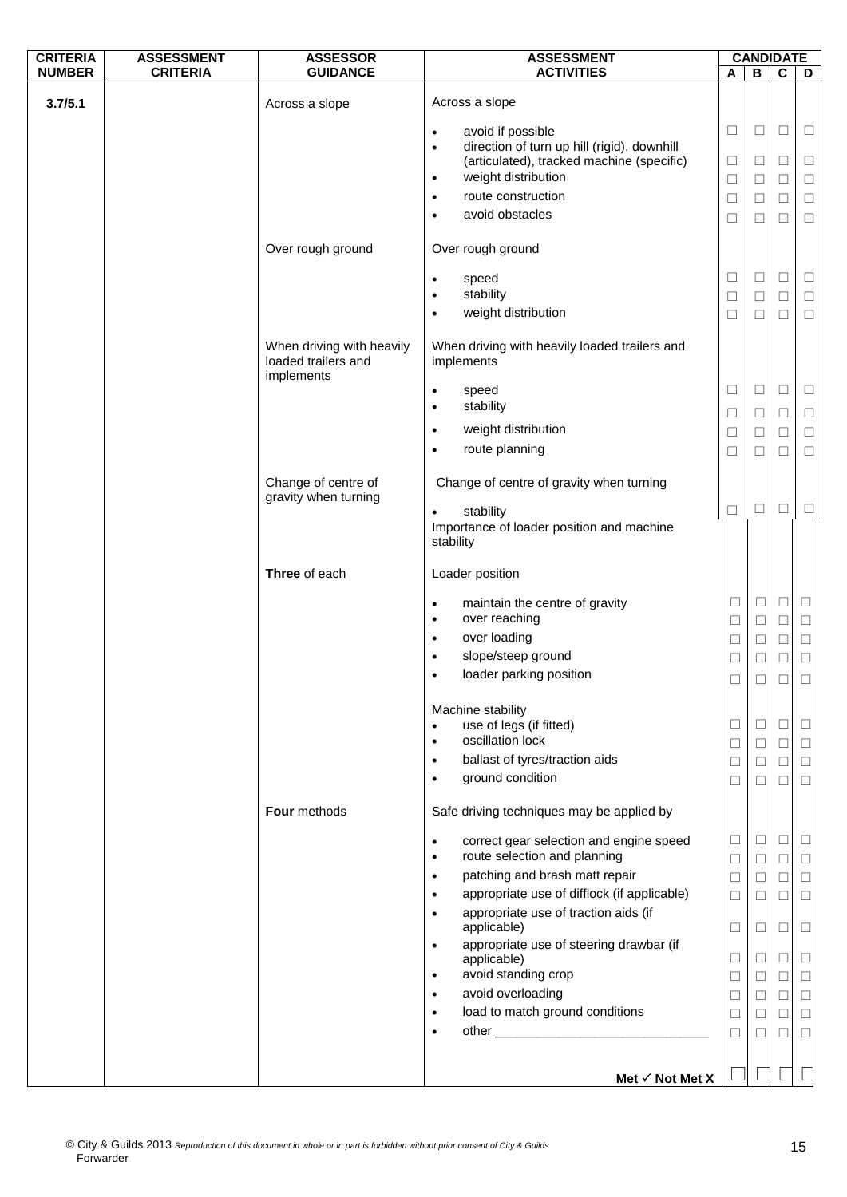| CRITERIA NUMBER | ASSESSMENT CRITERIA | ASSESSOR GUIDANCE | ASSESSMENT ACTIVITIES | CANDIDATE A | B | C | D |
|---|---|---|---|---|---|---|---|
| **3.7/5.1** | | Across a slope | Across a slope | | | | |
| | | | • avoid if possible | ☐ | ☐ | ☐ | ☐ |
| | | | • direction of turn up hill (rigid), downhill (articulated), tracked machine (specific) | ☐ | ☐ | ☐ | ☐ |
| | | | • weight distribution | ☐ | ☐ | ☐ | ☐ |
| | | | • route construction | ☐ | ☐ | ☐ | ☐ |
| | | | • avoid obstacles | ☐ | ☐ | ☐ | ☐ |
| | | Over rough ground | Over rough ground | | | | |
| | | | • speed | ☐ | ☐ | ☐ | ☐ |
| | | | • stability | ☐ | ☐ | ☐ | ☐ |
| | | | • weight distribution | ☐ | ☐ | ☐ | ☐ |
| | | When driving with heavily loaded trailers and implements | When driving with heavily loaded trailers and implements | | | | |
| | | | • speed | ☐ | ☐ | ☐ | ☐ |
| | | | • stability | ☐ | ☐ | ☐ | ☐ |
| | | | • weight distribution | ☐ | ☐ | ☐ | ☐ |
| | | | • route planning | ☐ | ☐ | ☐ | ☐ |
| | | Change of centre of gravity when turning | Change of centre of gravity when turning | | | | |
| | | | • stability | ☐ | ☐ | ☐ | ☐ |
| | | | Importance of loader position and machine stability | | | | |
| | | **Three** of each | Loader position | | | | |
| | | | • maintain the centre of gravity | ☐ | ☐ | ☐ | ☐ |
| | | | • over reaching | ☐ | ☐ | ☐ | ☐ |
| | | | • over loading | ☐ | ☐ | ☐ | ☐ |
| | | | • slope/steep ground | ☐ | ☐ | ☐ | ☐ |
| | | | • loader parking position | ☐ | ☐ | ☐ | ☐ |
| | | | Machine stability | | | | |
| | | | • use of legs (if fitted) | ☐ | ☐ | ☐ | ☐ |
| | | | • oscillation lock | ☐ | ☐ | ☐ | ☐ |
| | | | • ballast of tyres/traction aids | ☐ | ☐ | ☐ | ☐ |
| | | | • ground condition | ☐ | ☐ | ☐ | ☐ |
| | | **Four** methods | Safe driving techniques may be applied by | | | | |
| | | | • correct gear selection and engine speed | ☐ | ☐ | ☐ | ☐ |
| | | | • route selection and planning | ☐ | ☐ | ☐ | ☐ |
| | | | • patching and brash matt repair | ☐ | ☐ | ☐ | ☐ |
| | | | • appropriate use of difflock (if applicable) | ☐ | ☐ | ☐ | ☐ |
| | | | • appropriate use of traction aids (if applicable) | ☐ | ☐ | ☐ | ☐ |
| | | | • appropriate use of steering drawbar (if applicable) | ☐ | ☐ | ☐ | ☐ |
| | | | • avoid standing crop | ☐ | ☐ | ☐ | ☐ |
| | | | • avoid overloading | ☐ | ☐ | ☐ | ☐ |
| | | | • load to match ground conditions | ☐ | ☐ | ☐ | ☐ |
| | | | • other ______________________________ | ☐ | ☐ | ☐ | ☐ |
| | | | **Met ✓ Not Met X** | ☐ | ☐ | ☐ | ☐ |

© City & Guilds 2013 *Reproduction of this document in whole or in part is forbidden without prior consent of City & Guilds*
Forwarder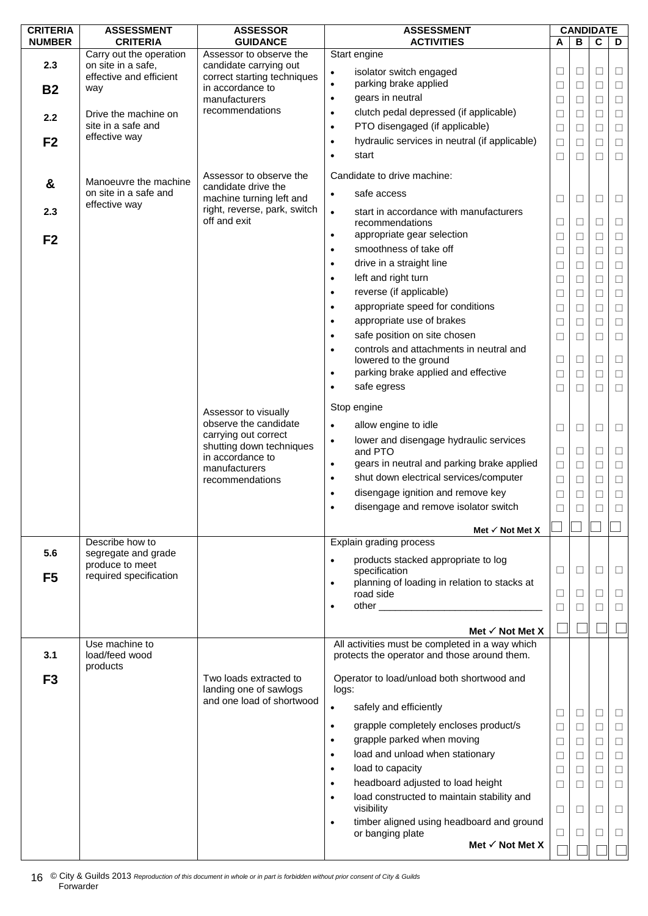| CRITERIA NUMBER | ASSESSMENT CRITERIA | ASSESSOR GUIDANCE | ASSESSMENT ACTIVITIES | CANDIDATE A | B | C | D |
|---|---|---|---|---|---|---|---|
| 2.3 B2 2.2 F2 & 2.3 F2 | Carry out the operation on site in a safe, effective and efficient way<br><br>Drive the machine on site in a safe and effective way<br><br>Manoeuvre the machine on site in a safe and effective way | Assessor to observe the candidate carrying out correct starting techniques in accordance to manufacturers recommendations | Start engine | | | | |
| | | | • isolator switch engaged | ☐ | ☐ | ☐ | ☐ |
| | | | • parking brake applied | ☐ | ☐ | ☐ | ☐ |
| | | | • gears in neutral | ☐ | ☐ | ☐ | ☐ |
| | | | • clutch pedal depressed (if applicable) | ☐ | ☐ | ☐ | ☐ |
| | | | • PTO disengaged (if applicable) | ☐ | ☐ | ☐ | ☐ |
| | | | • hydraulic services in neutral (if applicable) | ☐ | ☐ | ☐ | ☐ |
| | | | • start | ☐ | ☐ | ☐ | ☐ |
| | | Assessor to observe the candidate drive the machine turning left and right, reverse, park, switch off and exit | Candidate to drive machine: | | | | |
| | | | • safe access | ☐ | ☐ | ☐ | ☐ |
| | | | • start in accordance with manufacturers recommendations | ☐ | ☐ | ☐ | ☐ |
| | | | • appropriate gear selection | ☐ | ☐ | ☐ | ☐ |
| | | | • smoothness of take off | ☐ | ☐ | ☐ | ☐ |
| | | | • drive in a straight line | ☐ | ☐ | ☐ | ☐ |
| | | | • left and right turn | ☐ | ☐ | ☐ | ☐ |
| | | | • reverse (if applicable) | ☐ | ☐ | ☐ | ☐ |
| | | | • appropriate speed for conditions | ☐ | ☐ | ☐ | ☐ |
| | | | • appropriate use of brakes | ☐ | ☐ | ☐ | ☐ |
| | | | • safe position on site chosen | ☐ | ☐ | ☐ | ☐ |
| | | | • controls and attachments in neutral and lowered to the ground | ☐ | ☐ | ☐ | ☐ |
| | | | • parking brake applied and effective | ☐ | ☐ | ☐ | ☐ |
| | | | • safe egress | ☐ | ☐ | ☐ | ☐ |
| | | Assessor to visually observe the candidate carrying out correct shutting down techniques in accordance to manufacturers recommendations | Stop engine | | | | |
| | | | • allow engine to idle | ☐ | ☐ | ☐ | ☐ |
| | | | • lower and disengage hydraulic services and PTO | ☐ | ☐ | ☐ | ☐ |
| | | | • gears in neutral and parking brake applied | ☐ | ☐ | ☐ | ☐ |
| | | | • shut down electrical services/computer | ☐ | ☐ | ☐ | ☐ |
| | | | • disengage ignition and remove key | ☐ | ☐ | ☐ | ☐ |
| | | | • disengage and remove isolator switch | ☐ | ☐ | ☐ | ☐ |
| | | | **Met ✓ Not Met X** | ☐ | ☐ | ☐ | ☐ |
| 5.6 F5 | Describe how to segregate and grade produce to meet required specification | | Explain grading process | | | | |
| | | | • products stacked appropriate to log specification | ☐ | ☐ | ☐ | ☐ |
| | | | • planning of loading in relation to stacks at road side | ☐ | ☐ | ☐ | ☐ |
| | | | • other ______________________________ | ☐ | ☐ | ☐ | ☐ |
| | | | **Met ✓ Not Met X** | ☐ | ☐ | ☐ | ☐ |
| 3.1 F3 | Use machine to load/feed wood products | | All activities must be completed in a way which protects the operator and those around them. | | | | |
| | | Two loads extracted to landing one of sawlogs and one load of shortwood | Operator to load/unload both shortwood and logs: | | | | |
| | | | • safely and efficiently | ☐ | ☐ | ☐ | ☐ |
| | | | • grapple completely encloses product/s | ☐ | ☐ | ☐ | ☐ |
| | | | • grapple parked when moving | ☐ | ☐ | ☐ | ☐ |
| | | | • load and unload when stationary | ☐ | ☐ | ☐ | ☐ |
| | | | • load to capacity | ☐ | ☐ | ☐ | ☐ |
| | | | • headboard adjusted to load height | ☐ | ☐ | ☐ | ☐ |
| | | | • load constructed to maintain stability and visibility | ☐ | ☐ | ☐ | ☐ |
| | | | • timber aligned using headboard and ground or banging plate | ☐ | ☐ | ☐ | ☐ |
| | | | **Met ✓ Not Met X** | ☐ | ☐ | ☐ | ☐ |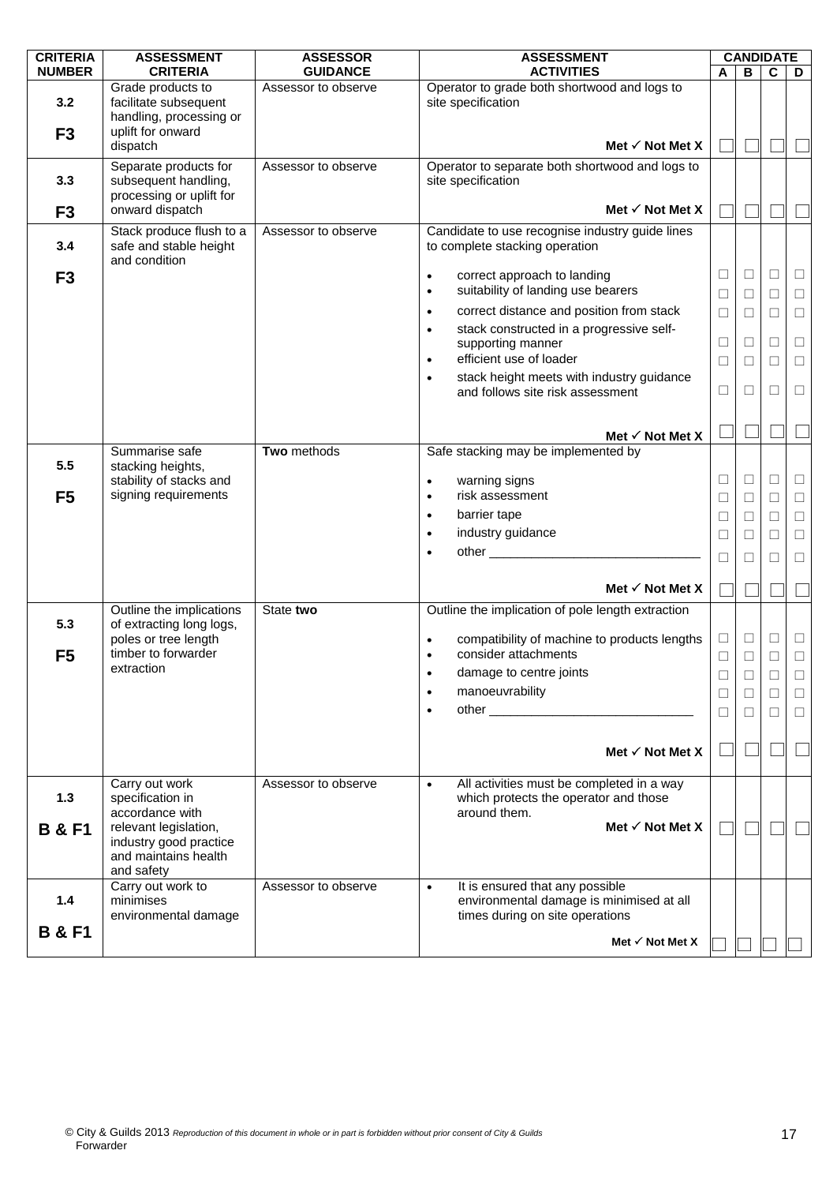| CRITERIA NUMBER | ASSESSMENT CRITERIA | ASSESSOR GUIDANCE | ASSESSMENT ACTIVITIES | CANDIDATE A | B | C | D |
|---|---|---|---|---|---|---|---|
| 3.2<br><br>**F3** | Grade products to facilitate subsequent handling, processing or uplift for onward dispatch | Assessor to observe | Operator to grade both shortwood and logs to site specification<br><br>**Met ✓ Not Met X** | ☐ | ☐ | ☐ | ☐ |
| 3.3<br><br>**F3** | Separate products for subsequent handling, processing or uplift for onward dispatch | Assessor to observe | Operator to separate both shortwood and logs to site specification<br><br>**Met ✓ Not Met X** | ☐ | ☐ | ☐ | ☐ |
| 3.4<br><br>**F3** | Stack produce flush to a safe and stable height and condition | Assessor to observe | Candidate to use recognise industry guide lines to complete stacking operation | | | | |
| | | | • correct approach to landing | ☐ | ☐ | ☐ | ☐ |
| | | | • suitability of landing use bearers | ☐ | ☐ | ☐ | ☐ |
| | | | • correct distance and position from stack | ☐ | ☐ | ☐ | ☐ |
| | | | • stack constructed in a progressive self-supporting manner | ☐ | ☐ | ☐ | ☐ |
| | | | • efficient use of loader | ☐ | ☐ | ☐ | ☐ |
| | | | • stack height meets with industry guidance and follows site risk assessment | ☐ | ☐ | ☐ | ☐ |
| | | | **Met ✓ Not Met X** | ☐ | ☐ | ☐ | ☐ |
| 5.5<br><br>**F5** | Summarise safe stacking heights, stability of stacks and signing requirements | **Two** methods | Safe stacking may be implemented by | | | | |
| | | | • warning signs | ☐ | ☐ | ☐ | ☐ |
| | | | • risk assessment | ☐ | ☐ | ☐ | ☐ |
| | | | • barrier tape | ☐ | ☐ | ☐ | ☐ |
| | | | • industry guidance | ☐ | ☐ | ☐ | ☐ |
| | | | • other ______________________________ | ☐ | ☐ | ☐ | ☐ |
| | | | **Met ✓ Not Met X** | ☐ | ☐ | ☐ | ☐ |
| 5.3<br><br>**F5** | Outline the implications of extracting long logs, poles or tree length timber to forwarder extraction | State **two** | Outline the implication of pole length extraction | | | | |
| | | | • compatibility of machine to products lengths | ☐ | ☐ | ☐ | ☐ |
| | | | • consider attachments | ☐ | ☐ | ☐ | ☐ |
| | | | • damage to centre joints | ☐ | ☐ | ☐ | ☐ |
| | | | • manoeuvrability | ☐ | ☐ | ☐ | ☐ |
| | | | • other ______________________________ | ☐ | ☐ | ☐ | ☐ |
| | | | **Met ✓ Not Met X** | ☐ | ☐ | ☐ | ☐ |
| 1.3<br><br>**B & F1** | Carry out work specification in accordance with relevant legislation, industry good practice and maintains health and safety | Assessor to observe | • All activities must be completed in a way which protects the operator and those around them.<br>**Met ✓ Not Met X** | ☐ | ☐ | ☐ | ☐ |
| 1.4<br><br>**B & F1** | Carry out work to minimises environmental damage | Assessor to observe | • It is ensured that any possible environmental damage is minimised at all times during on site operations<br>**Met ✓ Not Met X** | ☐ | ☐ | ☐ | ☐ |

© City & Guilds 2013 *Reproduction of this document in whole or in part is forbidden without prior consent of City & Guilds*
Forwarder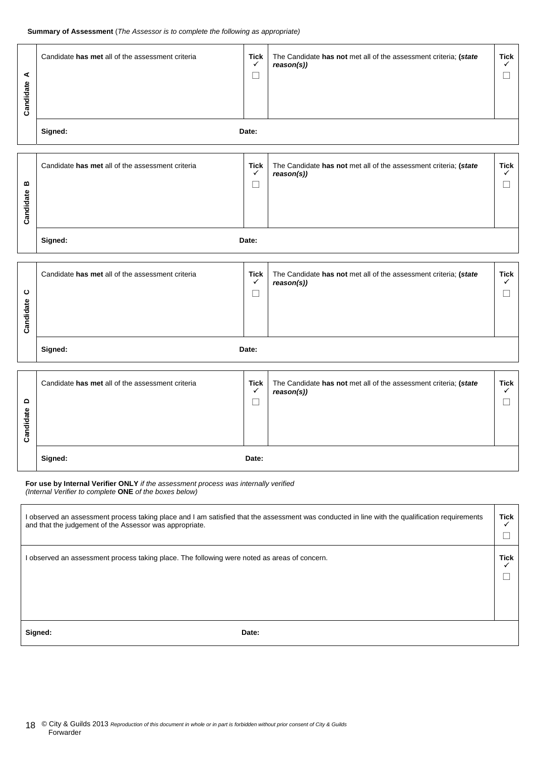**Summary of Assessment** (*The Assessor is to complete the following as appropriate*)

| | | | | |
|---|---|---|---|---|
| **Candidate A** | Candidate **has met** all of the assessment criteria | **Tick** ✓ ☐ | The Candidate **has not** met all of the assessment criteria; ***(state reason(s))*** | **Tick** ✓ ☐ |
| | **Signed:** | **Date:** | | |

| | | | | |
|---|---|---|---|---|
| **Candidate B** | Candidate **has met** all of the assessment criteria | **Tick** ✓ ☐ | The Candidate **has not** met all of the assessment criteria; ***(state reason(s))*** | **Tick** ✓ ☐ |
| | **Signed:** | **Date:** | | |

| | | | | |
|---|---|---|---|---|
| **Candidate C** | Candidate **has met** all of the assessment criteria | **Tick** ✓ ☐ | The Candidate **has not** met all of the assessment criteria; ***(state reason(s))*** | **Tick** ✓ ☐ |
| | **Signed:** | **Date:** | | |

| | | | | |
|---|---|---|---|---|
| **Candidate D** | Candidate **has met** all of the assessment criteria | **Tick** ✓ ☐ | The Candidate **has not** met all of the assessment criteria; ***(state reason(s))*** | **Tick** ✓ ☐ |
| | **Signed:** | **Date:** | | |

**For use by Internal Verifier ONLY** *if the assessment process was internally verified*
*(Internal Verifier to complete* **ONE** *of the boxes below)*

| | |
|---|---|
| I observed an assessment process taking place and I am satisfied that the assessment was conducted in line with the qualification requirements and that the judgement of the Assessor was appropriate. | **Tick** ✓ ☐ |
| I observed an assessment process taking place. The following were noted as areas of concern. | **Tick** ✓ ☐ |
| **Signed:** **Date:** | |

© City & Guilds 2013 *Reproduction of this document in whole or in part is forbidden without prior consent of City & Guilds*
Forwarder